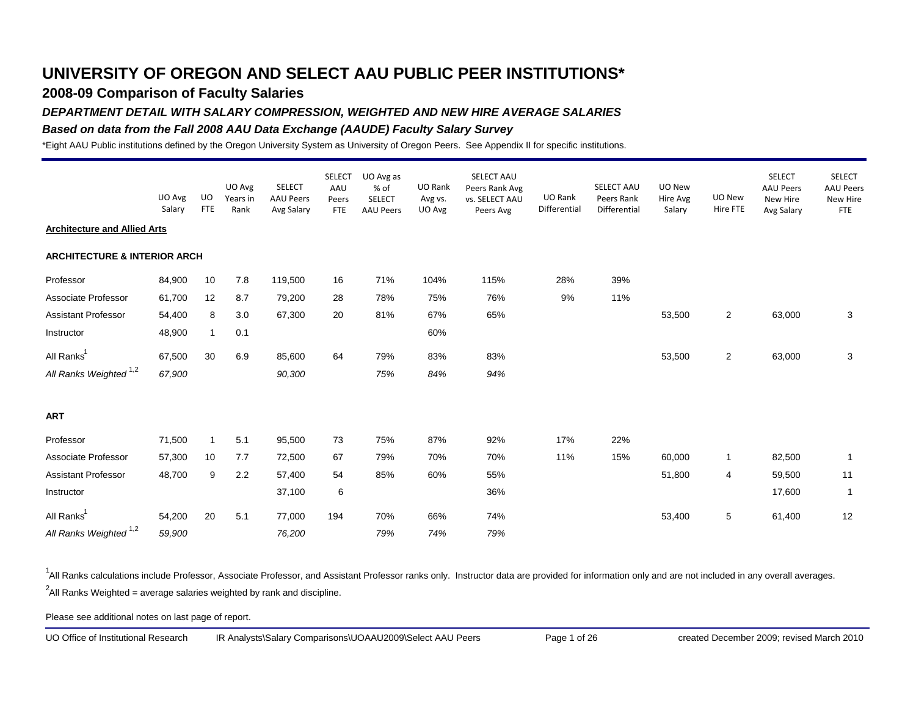# UNIVERSITY OF OREGON AND SELECT AAU PUBLIC PEER INSTITUTIONS*

## 2008-09 Comparison of Faculty Salaries

### *DEPARTMENT DETAIL WITH SALARY COMPRESSION, WEIGHTED AND NEW HIRE AVERAGE SALARIES*

### *Based on data from the Fall 2008 AAU Data Exchange (AAUDE) Faculty Salary Survey*

*Eight AAU Public institutions defined by the Oregon University System as University of Oregon Peers. See Appendix II for specific institutions.

| | UO Avg Salary | UO FTE | UO Avg Years in Rank | SELECT AAU Peers Avg Salary | SELECT AAU Peers FTE | UO Avg as % of SELECT AAU Peers | UO Rank Avg vs. UO Avg | SELECT AAU Peers Rank Avg vs. SELECT AAU Peers Avg | UO Rank Differential | SELECT AAU Peers Rank Differential | UO New Hire Avg Salary | UO New Hire FTE | SELECT AAU Peers New Hire Avg Salary | SELECT AAU Peers New Hire FTE |
|---|---|---|---|---|---|---|---|---|---|---|---|---|---|---|
| **Architecture and Allied Arts** | | | | | | | | | | | | | | |
| **ARCHITECTURE & INTERIOR ARCH** | | | | | | | | | | | | | | |
| Professor | 84,900 | 10 | 7.8 | 119,500 | 16 | 71% | 104% | 115% | 28% | 39% | | | | |
| Associate Professor | 61,700 | 12 | 8.7 | 79,200 | 28 | 78% | 75% | 76% | 9% | 11% | | | | |
| Assistant Professor | 54,400 | 8 | 3.0 | 67,300 | 20 | 81% | 67% | 65% | | | 53,500 | 2 | 63,000 | 3 |
| Instructor | 48,900 | 1 | 0.1 | | | | 60% | | | | | | | |
| All Ranks[1] | 67,500 | 30 | 6.9 | 85,600 | 64 | 79% | 83% | 83% | | | 53,500 | 2 | 63,000 | 3 |
| *All Ranks Weighted [1,2]* | *67,900* | | | *90,300* | | *75%* | *84%* | *94%* | | | | | | |
| **ART** | | | | | | | | | | | | | | |
| Professor | 71,500 | 1 | 5.1 | 95,500 | 73 | 75% | 87% | 92% | 17% | 22% | | | | |
| Associate Professor | 57,300 | 10 | 7.7 | 72,500 | 67 | 79% | 70% | 70% | 11% | 15% | 60,000 | 1 | 82,500 | 1 |
| Assistant Professor | 48,700 | 9 | 2.2 | 57,400 | 54 | 85% | 60% | 55% | | | 51,800 | 4 | 59,500 | 11 |
| Instructor | | | | 37,100 | 6 | | | 36% | | | | | 17,600 | 1 |
| All Ranks[1] | 54,200 | 20 | 5.1 | 77,000 | 194 | 70% | 66% | 74% | | | 53,400 | 5 | 61,400 | 12 |
| *All Ranks Weighted [1,2]* | *59,900* | | | *76,200* | | *79%* | *74%* | *79%* | | | | | | |

[1]All Ranks calculations include Professor, Associate Professor, and Assistant Professor ranks only. Instructor data are provided for information only and are not included in any overall averages.

[2]All Ranks Weighted = average salaries weighted by rank and discipline.

Please see additional notes on last page of report.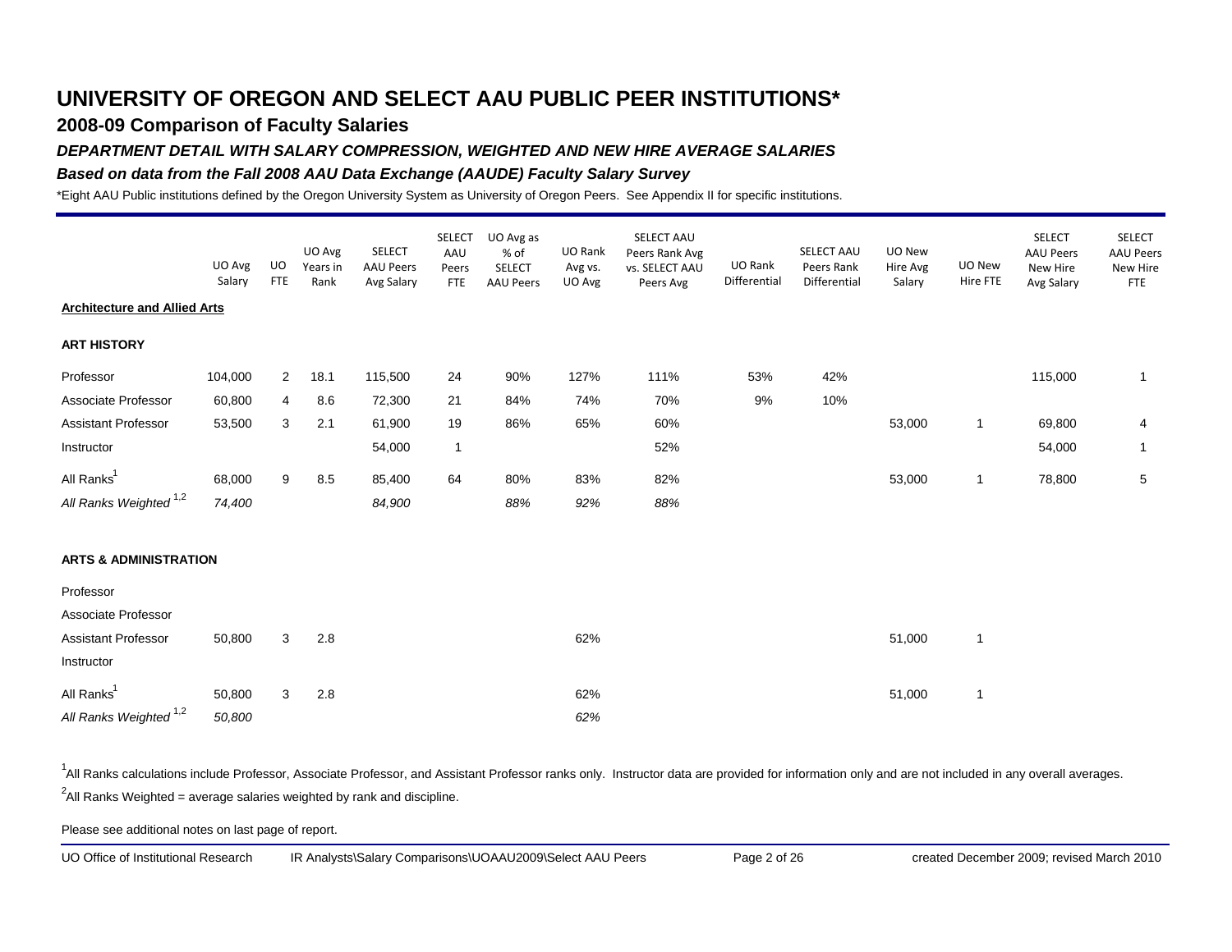# UNIVERSITY OF OREGON AND SELECT AAU PUBLIC PEER INSTITUTIONS*

## 2008-09 Comparison of Faculty Salaries

### *DEPARTMENT DETAIL WITH SALARY COMPRESSION, WEIGHTED AND NEW HIRE AVERAGE SALARIES*

### *Based on data from the Fall 2008 AAU Data Exchange (AAUDE) Faculty Salary Survey*

*Eight AAU Public institutions defined by the Oregon University System as University of Oregon Peers. See Appendix II for specific institutions.

| | UO Avg Salary | UO FTE | UO Avg Years in Rank | SELECT AAU Peers Avg Salary | SELECT AAU Peers FTE | UO Avg as % of SELECT AAU Peers | UO Rank Avg vs. UO Avg | SELECT AAU Peers Rank Avg vs. SELECT AAU Peers Avg | UO Rank Differential | SELECT AAU Peers Rank Differential | UO New Hire Avg Salary | UO New Hire FTE | SELECT AAU Peers New Hire Avg Salary | SELECT AAU Peers New Hire FTE |
|---|---|---|---|---|---|---|---|---|---|---|---|---|---|---|
| **Architecture and Allied Arts** | | | | | | | | | | | | | | |
| **ART HISTORY** | | | | | | | | | | | | | | |
| Professor | 104,000 | 2 | 18.1 | 115,500 | 24 | 90% | 127% | 111% | 53% | 42% | | | 115,000 | 1 |
| Associate Professor | 60,800 | 4 | 8.6 | 72,300 | 21 | 84% | 74% | 70% | 9% | 10% | | | | |
| Assistant Professor | 53,500 | 3 | 2.1 | 61,900 | 19 | 86% | 65% | 60% | | | 53,000 | 1 | 69,800 | 4 |
| Instructor | | | | 54,000 | 1 | | | 52% | | | | | 54,000 | 1 |
| All Ranks[1] | 68,000 | 9 | 8.5 | 85,400 | 64 | 80% | 83% | 82% | | | 53,000 | 1 | 78,800 | 5 |
| *All Ranks Weighted [1,2]* | *74,400* | | | *84,900* | | *88%* | *92%* | *88%* | | | | | | |
| **ARTS & ADMINISTRATION** | | | | | | | | | | | | | | |
| Professor | | | | | | | | | | | | | | |
| Associate Professor | | | | | | | | | | | | | | |
| Assistant Professor | 50,800 | 3 | 2.8 | | | | 62% | | | | 51,000 | 1 | | |
| Instructor | | | | | | | | | | | | | | |
| All Ranks[1] | 50,800 | 3 | 2.8 | | | | 62% | | | | 51,000 | 1 | | |
| *All Ranks Weighted [1,2]* | *50,800* | | | | | | *62%* | | | | | | | |

[1]All Ranks calculations include Professor, Associate Professor, and Assistant Professor ranks only. Instructor data are provided for information only and are not included in any overall averages.

[2]All Ranks Weighted = average salaries weighted by rank and discipline.

Please see additional notes on last page of report.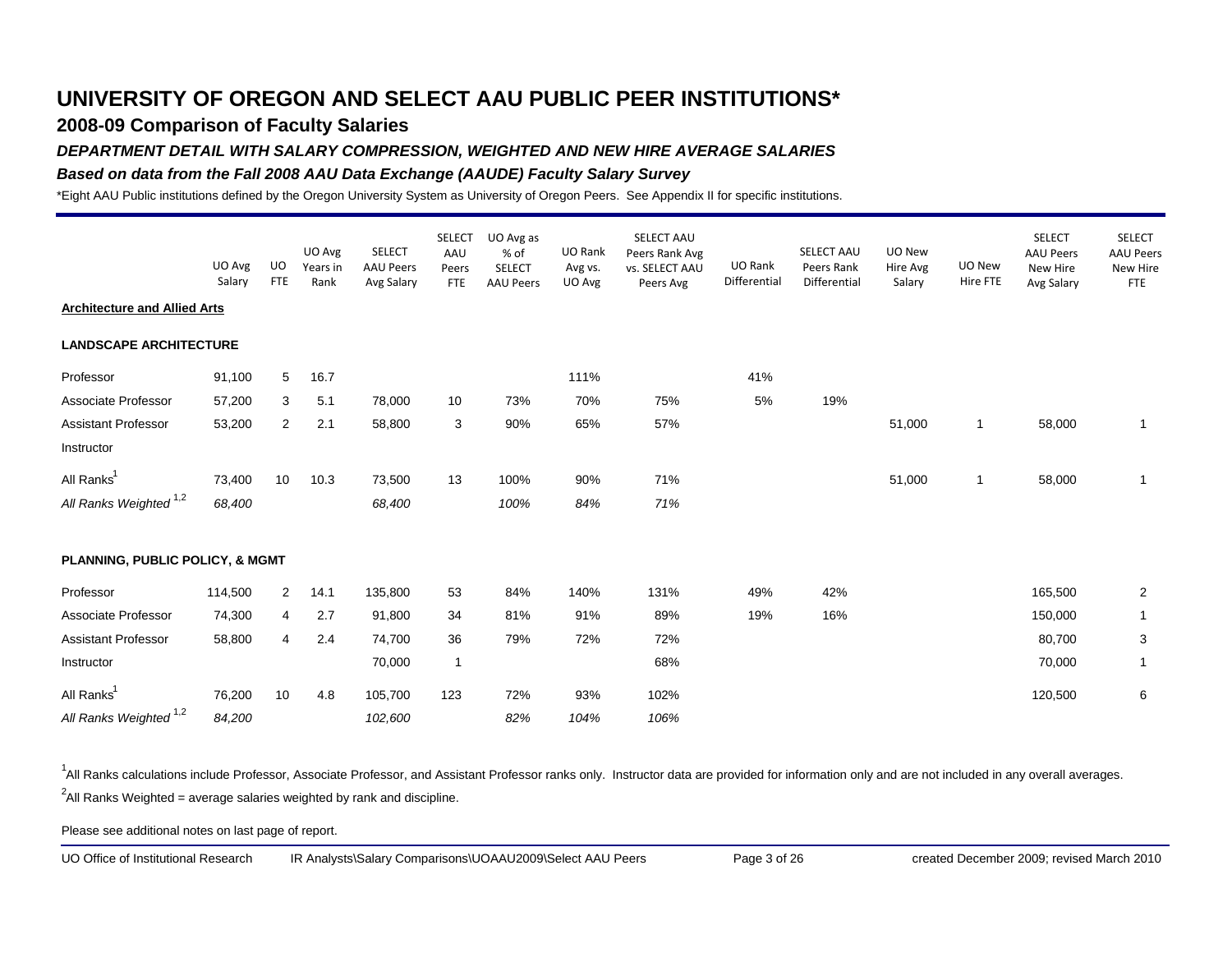# UNIVERSITY OF OREGON AND SELECT AAU PUBLIC PEER INSTITUTIONS*

## 2008-09 Comparison of Faculty Salaries

### *DEPARTMENT DETAIL WITH SALARY COMPRESSION, WEIGHTED AND NEW HIRE AVERAGE SALARIES*

### *Based on data from the Fall 2008 AAU Data Exchange (AAUDE) Faculty Salary Survey*

*Eight AAU Public institutions defined by the Oregon University System as University of Oregon Peers. See Appendix II for specific institutions.

| | UO Avg Salary | UO FTE | UO Avg Years in Rank | SELECT AAU Peers Avg Salary | SELECT AAU Peers FTE | UO Avg as % of SELECT AAU Peers | UO Rank Avg vs. UO Avg | SELECT AAU Peers Rank Avg vs. SELECT AAU Peers Avg | UO Rank Differential | SELECT AAU Peers Rank Differential | UO New Hire Avg Salary | UO New Hire FTE | SELECT AAU Peers New Hire Avg Salary | SELECT AAU Peers New Hire FTE |
|---|---|---|---|---|---|---|---|---|---|---|---|---|---|---|
| **Architecture and Allied Arts** | | | | | | | | | | | | | | |
| **LANDSCAPE ARCHITECTURE** | | | | | | | | | | | | | | |
| Professor | 91,100 | 5 | 16.7 | | | | 111% | | 41% | | | | | |
| Associate Professor | 57,200 | 3 | 5.1 | 78,000 | 10 | 73% | 70% | 75% | 5% | 19% | | | | |
| Assistant Professor | 53,200 | 2 | 2.1 | 58,800 | 3 | 90% | 65% | 57% | | | 51,000 | 1 | 58,000 | 1 |
| Instructor | | | | | | | | | | | | | | |
| All Ranks[1] | 73,400 | 10 | 10.3 | 73,500 | 13 | 100% | 90% | 71% | | | 51,000 | 1 | 58,000 | 1 |
| *All Ranks Weighted [1,2]* | *68,400* | | | *68,400* | | *100%* | *84%* | *71%* | | | | | | |
| **PLANNING, PUBLIC POLICY, & MGMT** | | | | | | | | | | | | | | |
| Professor | 114,500 | 2 | 14.1 | 135,800 | 53 | 84% | 140% | 131% | 49% | 42% | | | 165,500 | 2 |
| Associate Professor | 74,300 | 4 | 2.7 | 91,800 | 34 | 81% | 91% | 89% | 19% | 16% | | | 150,000 | 1 |
| Assistant Professor | 58,800 | 4 | 2.4 | 74,700 | 36 | 79% | 72% | 72% | | | | | 80,700 | 3 |
| Instructor | | | | 70,000 | 1 | | | 68% | | | | | 70,000 | 1 |
| All Ranks[1] | 76,200 | 10 | 4.8 | 105,700 | 123 | 72% | 93% | 102% | | | | | 120,500 | 6 |
| *All Ranks Weighted [1,2]* | *84,200* | | | *102,600* | | *82%* | *104%* | *106%* | | | | | | |

[1]All Ranks calculations include Professor, Associate Professor, and Assistant Professor ranks only. Instructor data are provided for information only and are not included in any overall averages.

[2]All Ranks Weighted = average salaries weighted by rank and discipline.

Please see additional notes on last page of report.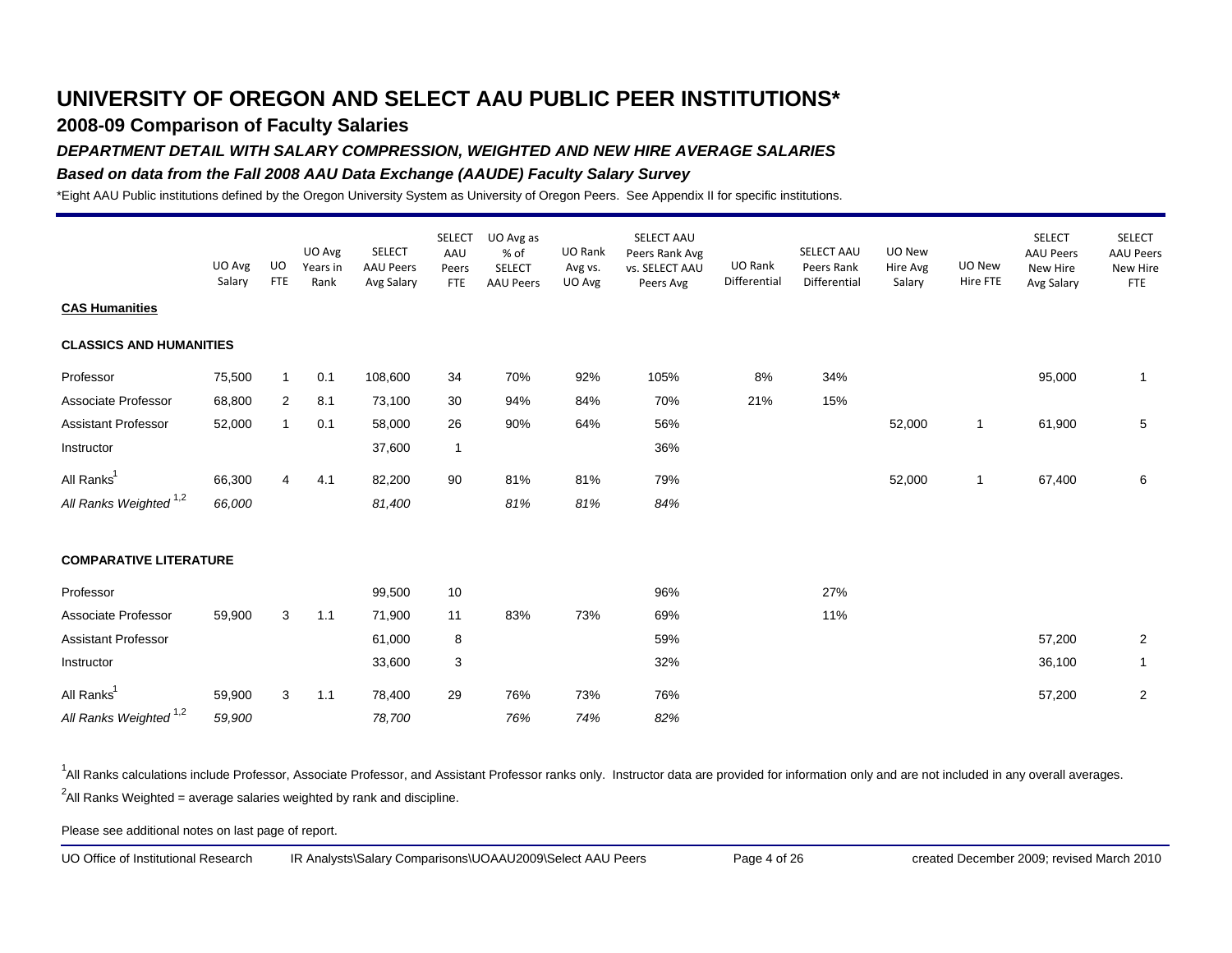# UNIVERSITY OF OREGON AND SELECT AAU PUBLIC PEER INSTITUTIONS*

## 2008-09 Comparison of Faculty Salaries

### *DEPARTMENT DETAIL WITH SALARY COMPRESSION, WEIGHTED AND NEW HIRE AVERAGE SALARIES*

### *Based on data from the Fall 2008 AAU Data Exchange (AAUDE) Faculty Salary Survey*

*Eight AAU Public institutions defined by the Oregon University System as University of Oregon Peers. See Appendix II for specific institutions.

| | UO Avg Salary | UO FTE | UO Avg Years in Rank | SELECT AAU Peers Avg Salary | SELECT AAU Peers FTE | UO Avg as % of SELECT AAU Peers | UO Rank Avg vs. UO Avg | SELECT AAU Peers Rank Avg vs. SELECT AAU Peers Avg | UO Rank Differential | SELECT AAU Peers Rank Differential | UO New Hire Avg Salary | UO New Hire FTE | SELECT AAU Peers New Hire Avg Salary | SELECT AAU Peers New Hire FTE |
|---|---|---|---|---|---|---|---|---|---|---|---|---|---|---|
| **CAS Humanities** | | | | | | | | | | | | | | |
| **CLASSICS AND HUMANITIES** | | | | | | | | | | | | | | |
| Professor | 75,500 | 1 | 0.1 | 108,600 | 34 | 70% | 92% | 105% | 8% | 34% | | | 95,000 | 1 |
| Associate Professor | 68,800 | 2 | 8.1 | 73,100 | 30 | 94% | 84% | 70% | 21% | 15% | | | | |
| Assistant Professor | 52,000 | 1 | 0.1 | 58,000 | 26 | 90% | 64% | 56% | | | 52,000 | 1 | 61,900 | 5 |
| Instructor | | | | 37,600 | 1 | | | 36% | | | | | | |
| All Ranks[1] | 66,300 | 4 | 4.1 | 82,200 | 90 | 81% | 81% | 79% | | | 52,000 | 1 | 67,400 | 6 |
| *All Ranks Weighted [1,2]* | *66,000* | | | *81,400* | | *81%* | *81%* | *84%* | | | | | | |
| **COMPARATIVE LITERATURE** | | | | | | | | | | | | | | |
| Professor | | | | 99,500 | 10 | | | 96% | | 27% | | | | |
| Associate Professor | 59,900 | 3 | 1.1 | 71,900 | 11 | 83% | 73% | 69% | | 11% | | | | |
| Assistant Professor | | | | 61,000 | 8 | | | 59% | | | | | 57,200 | 2 |
| Instructor | | | | 33,600 | 3 | | | 32% | | | | | 36,100 | 1 |
| All Ranks[1] | 59,900 | 3 | 1.1 | 78,400 | 29 | 76% | 73% | 76% | | | | | 57,200 | 2 |
| *All Ranks Weighted [1,2]* | *59,900* | | | *78,700* | | *76%* | *74%* | *82%* | | | | | | |

[1]All Ranks calculations include Professor, Associate Professor, and Assistant Professor ranks only. Instructor data are provided for information only and are not included in any overall averages.

[2]All Ranks Weighted = average salaries weighted by rank and discipline.

Please see additional notes on last page of report.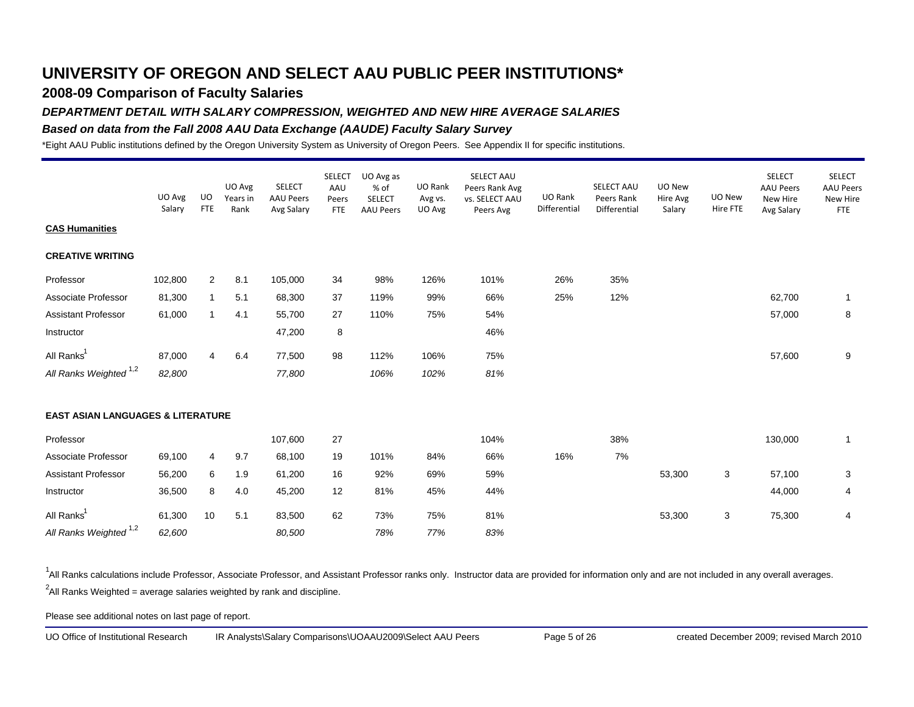# UNIVERSITY OF OREGON AND SELECT AAU PUBLIC PEER INSTITUTIONS*

## 2008-09 Comparison of Faculty Salaries

### *DEPARTMENT DETAIL WITH SALARY COMPRESSION, WEIGHTED AND NEW HIRE AVERAGE SALARIES*

### *Based on data from the Fall 2008 AAU Data Exchange (AAUDE) Faculty Salary Survey*

*Eight AAU Public institutions defined by the Oregon University System as University of Oregon Peers. See Appendix II for specific institutions.

| | UO Avg Salary | UO FTE | UO Avg Years in Rank | SELECT AAU Peers Avg Salary | SELECT AAU Peers FTE | UO Avg as % of SELECT AAU Peers | UO Rank Avg vs. UO Avg | SELECT AAU Peers Rank Avg vs. SELECT AAU Peers Avg | UO Rank Differential | SELECT AAU Peers Rank Differential | UO New Hire Avg Salary | UO New Hire FTE | SELECT AAU Peers New Hire Avg Salary | SELECT AAU Peers New Hire FTE |
|---|---|---|---|---|---|---|---|---|---|---|---|---|---|---|
| **CAS Humanities** | | | | | | | | | | | | | | |
| **CREATIVE WRITING** | | | | | | | | | | | | | | |
| Professor | 102,800 | 2 | 8.1 | 105,000 | 34 | 98% | 126% | 101% | 26% | 35% | | | | |
| Associate Professor | 81,300 | 1 | 5.1 | 68,300 | 37 | 119% | 99% | 66% | 25% | 12% | | | 62,700 | 1 |
| Assistant Professor | 61,000 | 1 | 4.1 | 55,700 | 27 | 110% | 75% | 54% | | | | | 57,000 | 8 |
| Instructor | | | | 47,200 | 8 | | | 46% | | | | | | |
| All Ranks[1] | 87,000 | 4 | 6.4 | 77,500 | 98 | 112% | 106% | 75% | | | | | 57,600 | 9 |
| *All Ranks Weighted [1,2]* | *82,800* | | | *77,800* | | *106%* | *102%* | *81%* | | | | | | |
| **EAST ASIAN LANGUAGES & LITERATURE** | | | | | | | | | | | | | | |
| Professor | | | | 107,600 | 27 | | | 104% | | 38% | | | 130,000 | 1 |
| Associate Professor | 69,100 | 4 | 9.7 | 68,100 | 19 | 101% | 84% | 66% | 16% | 7% | | | | |
| Assistant Professor | 56,200 | 6 | 1.9 | 61,200 | 16 | 92% | 69% | 59% | | | 53,300 | 3 | 57,100 | 3 |
| Instructor | 36,500 | 8 | 4.0 | 45,200 | 12 | 81% | 45% | 44% | | | | | 44,000 | 4 |
| All Ranks[1] | 61,300 | 10 | 5.1 | 83,500 | 62 | 73% | 75% | 81% | | | 53,300 | 3 | 75,300 | 4 |
| *All Ranks Weighted [1,2]* | *62,600* | | | *80,500* | | *78%* | *77%* | *83%* | | | | | | |

[1]All Ranks calculations include Professor, Associate Professor, and Assistant Professor ranks only. Instructor data are provided for information only and are not included in any overall averages.

[2]All Ranks Weighted = average salaries weighted by rank and discipline.

Please see additional notes on last page of report.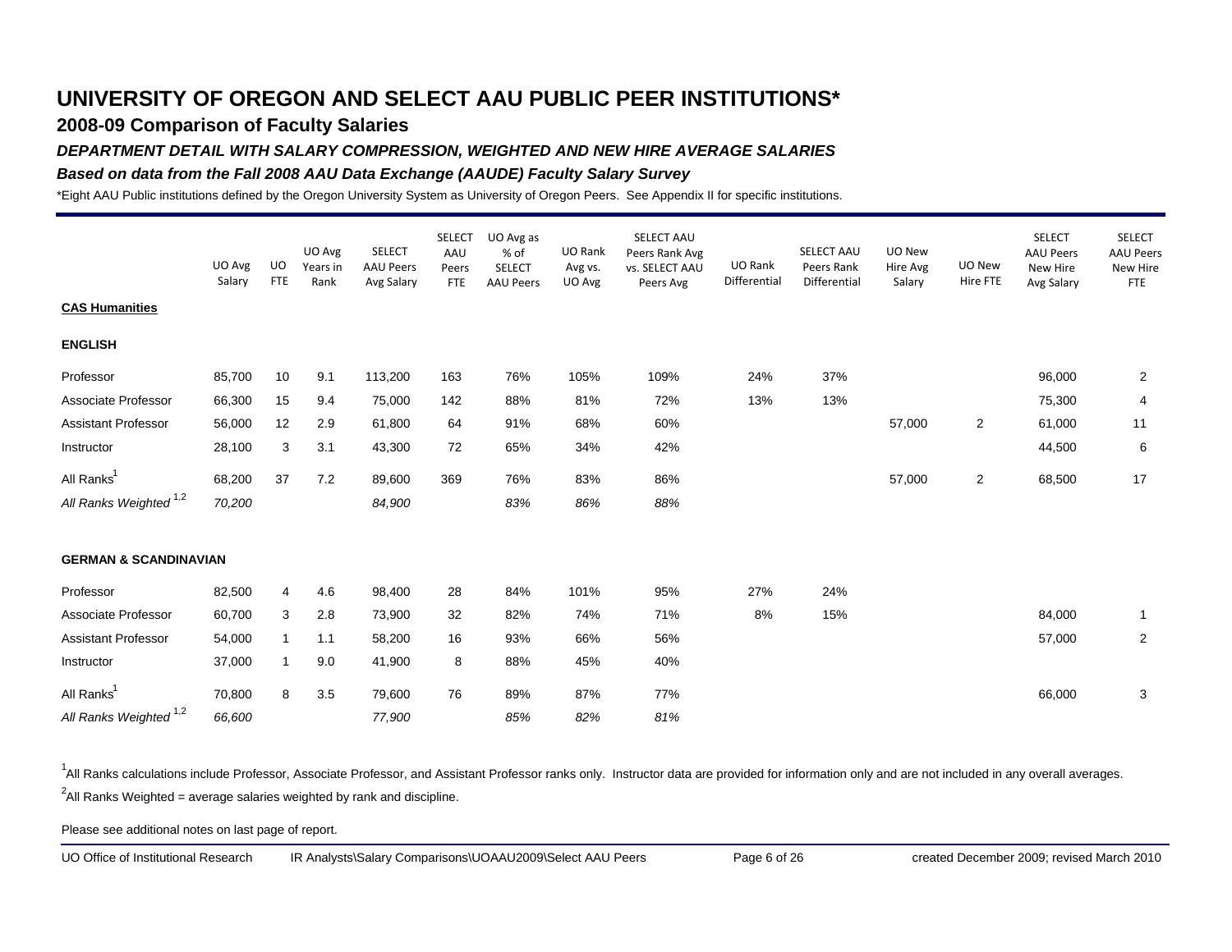# UNIVERSITY OF OREGON AND SELECT AAU PUBLIC PEER INSTITUTIONS*

## 2008-09 Comparison of Faculty Salaries

### *DEPARTMENT DETAIL WITH SALARY COMPRESSION, WEIGHTED AND NEW HIRE AVERAGE SALARIES*

### *Based on data from the Fall 2008 AAU Data Exchange (AAUDE) Faculty Salary Survey*

*Eight AAU Public institutions defined by the Oregon University System as University of Oregon Peers. See Appendix II for specific institutions.

| | UO Avg Salary | UO FTE | UO Avg Years in Rank | SELECT AAU Peers Avg Salary | SELECT AAU Peers FTE | UO Avg as % of SELECT AAU Peers | UO Rank Avg vs. UO Avg | SELECT AAU Peers Rank Avg vs. SELECT AAU Peers Avg | UO Rank Differential | SELECT AAU Peers Rank Differential | UO New Hire Avg Salary | UO New Hire FTE | SELECT AAU Peers New Hire Avg Salary | SELECT AAU Peers New Hire FTE |
|---|---|---|---|---|---|---|---|---|---|---|---|---|---|---|
| **CAS Humanities** | | | | | | | | | | | | | | |
| **ENGLISH** | | | | | | | | | | | | | | |
| Professor | 85,700 | 10 | 9.1 | 113,200 | 163 | 76% | 105% | 109% | 24% | 37% | | | 96,000 | 2 |
| Associate Professor | 66,300 | 15 | 9.4 | 75,000 | 142 | 88% | 81% | 72% | 13% | 13% | | | 75,300 | 4 |
| Assistant Professor | 56,000 | 12 | 2.9 | 61,800 | 64 | 91% | 68% | 60% | | | 57,000 | 2 | 61,000 | 11 |
| Instructor | 28,100 | 3 | 3.1 | 43,300 | 72 | 65% | 34% | 42% | | | | | 44,500 | 6 |
| All Ranks[1] | 68,200 | 37 | 7.2 | 89,600 | 369 | 76% | 83% | 86% | | | 57,000 | 2 | 68,500 | 17 |
| *All Ranks Weighted [1,2]* | *70,200* | | | *84,900* | | *83%* | *86%* | *88%* | | | | | | |
| **GERMAN & SCANDINAVIAN** | | | | | | | | | | | | | | |
| Professor | 82,500 | 4 | 4.6 | 98,400 | 28 | 84% | 101% | 95% | 27% | 24% | | | | |
| Associate Professor | 60,700 | 3 | 2.8 | 73,900 | 32 | 82% | 74% | 71% | 8% | 15% | | | 84,000 | 1 |
| Assistant Professor | 54,000 | 1 | 1.1 | 58,200 | 16 | 93% | 66% | 56% | | | | | 57,000 | 2 |
| Instructor | 37,000 | 1 | 9.0 | 41,900 | 8 | 88% | 45% | 40% | | | | | | |
| All Ranks[1] | 70,800 | 8 | 3.5 | 79,600 | 76 | 89% | 87% | 77% | | | | | 66,000 | 3 |
| *All Ranks Weighted [1,2]* | *66,600* | | | *77,900* | | *85%* | *82%* | *81%* | | | | | | |

[1]All Ranks calculations include Professor, Associate Professor, and Assistant Professor ranks only. Instructor data are provided for information only and are not included in any overall averages.

[2]All Ranks Weighted = average salaries weighted by rank and discipline.

Please see additional notes on last page of report.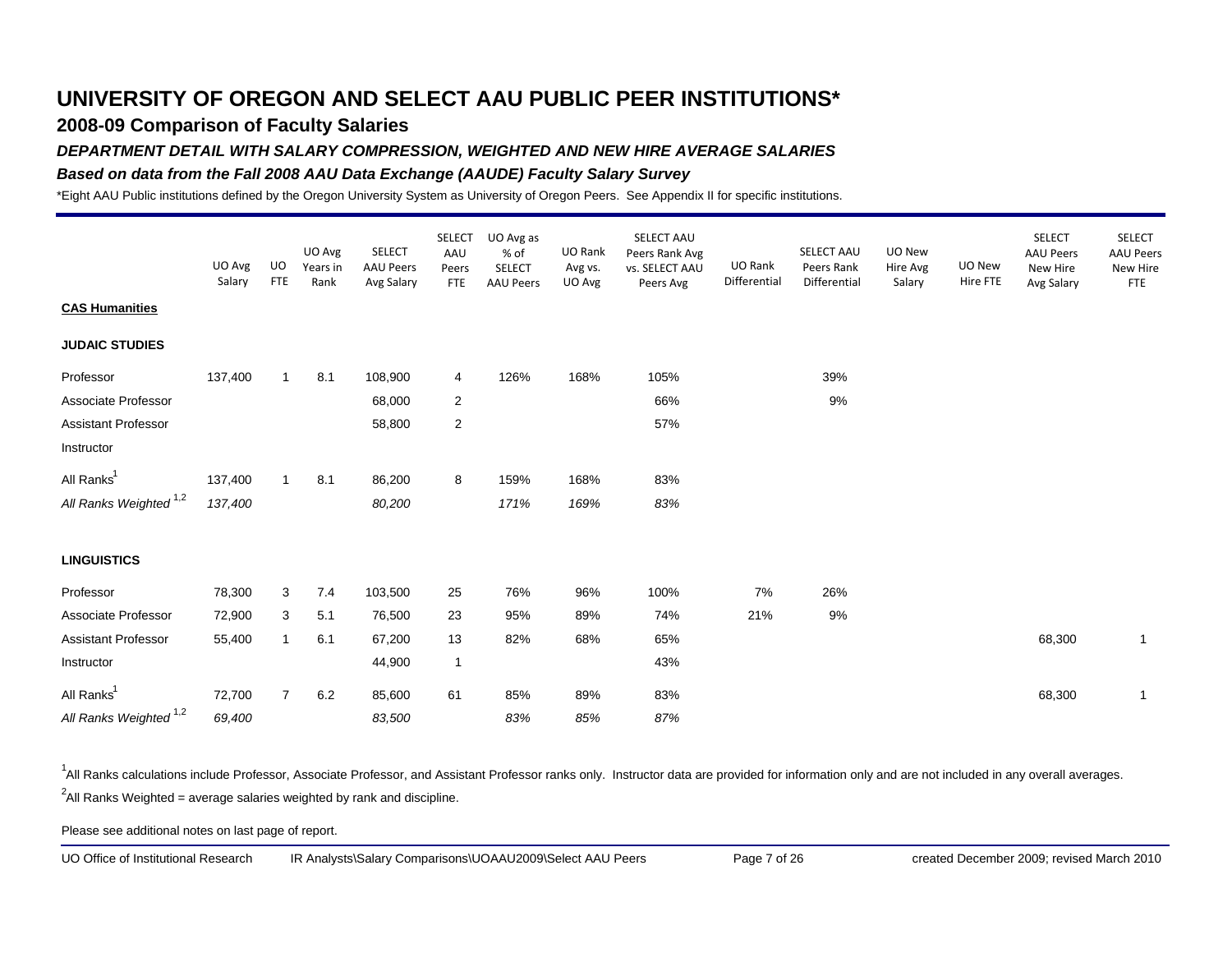# UNIVERSITY OF OREGON AND SELECT AAU PUBLIC PEER INSTITUTIONS*

## 2008-09 Comparison of Faculty Salaries

### *DEPARTMENT DETAIL WITH SALARY COMPRESSION, WEIGHTED AND NEW HIRE AVERAGE SALARIES*

### *Based on data from the Fall 2008 AAU Data Exchange (AAUDE) Faculty Salary Survey*

*Eight AAU Public institutions defined by the Oregon University System as University of Oregon Peers. See Appendix II for specific institutions.

| | UO Avg Salary | UO FTE | UO Avg Years in Rank | SELECT AAU Peers Avg Salary | SELECT AAU Peers FTE | UO Avg as % of SELECT AAU Peers | UO Rank Avg vs. UO Avg | SELECT AAU Peers Rank Avg vs. SELECT AAU Peers Avg | UO Rank Differential | SELECT AAU Peers Rank Differential | UO New Hire Avg Salary | UO New Hire FTE | SELECT AAU Peers New Hire Avg Salary | SELECT AAU Peers New Hire FTE |
|---|---|---|---|---|---|---|---|---|---|---|---|---|---|---|
| **CAS Humanities** | | | | | | | | | | | | | | |
| **JUDAIC STUDIES** | | | | | | | | | | | | | | |
| Professor | 137,400 | 1 | 8.1 | 108,900 | 4 | 126% | 168% | 105% | | 39% | | | | |
| Associate Professor | | | | 68,000 | 2 | | | 66% | | 9% | | | | |
| Assistant Professor | | | | 58,800 | 2 | | | 57% | | | | | | |
| Instructor | | | | | | | | | | | | | | |
| All Ranks[1] | 137,400 | 1 | 8.1 | 86,200 | 8 | 159% | 168% | 83% | | | | | | |
| *All Ranks Weighted [1,2]* | *137,400* | | | *80,200* | | *171%* | *169%* | *83%* | | | | | | |
| **LINGUISTICS** | | | | | | | | | | | | | | |
| Professor | 78,300 | 3 | 7.4 | 103,500 | 25 | 76% | 96% | 100% | 7% | 26% | | | | |
| Associate Professor | 72,900 | 3 | 5.1 | 76,500 | 23 | 95% | 89% | 74% | 21% | 9% | | | | |
| Assistant Professor | 55,400 | 1 | 6.1 | 67,200 | 13 | 82% | 68% | 65% | | | | | 68,300 | 1 |
| Instructor | | | | 44,900 | 1 | | | 43% | | | | | | |
| All Ranks[1] | 72,700 | 7 | 6.2 | 85,600 | 61 | 85% | 89% | 83% | | | | | 68,300 | 1 |
| *All Ranks Weighted [1,2]* | *69,400* | | | *83,500* | | *83%* | *85%* | *87%* | | | | | | |

[1]All Ranks calculations include Professor, Associate Professor, and Assistant Professor ranks only. Instructor data are provided for information only and are not included in any overall averages.

[2]All Ranks Weighted = average salaries weighted by rank and discipline.

Please see additional notes on last page of report.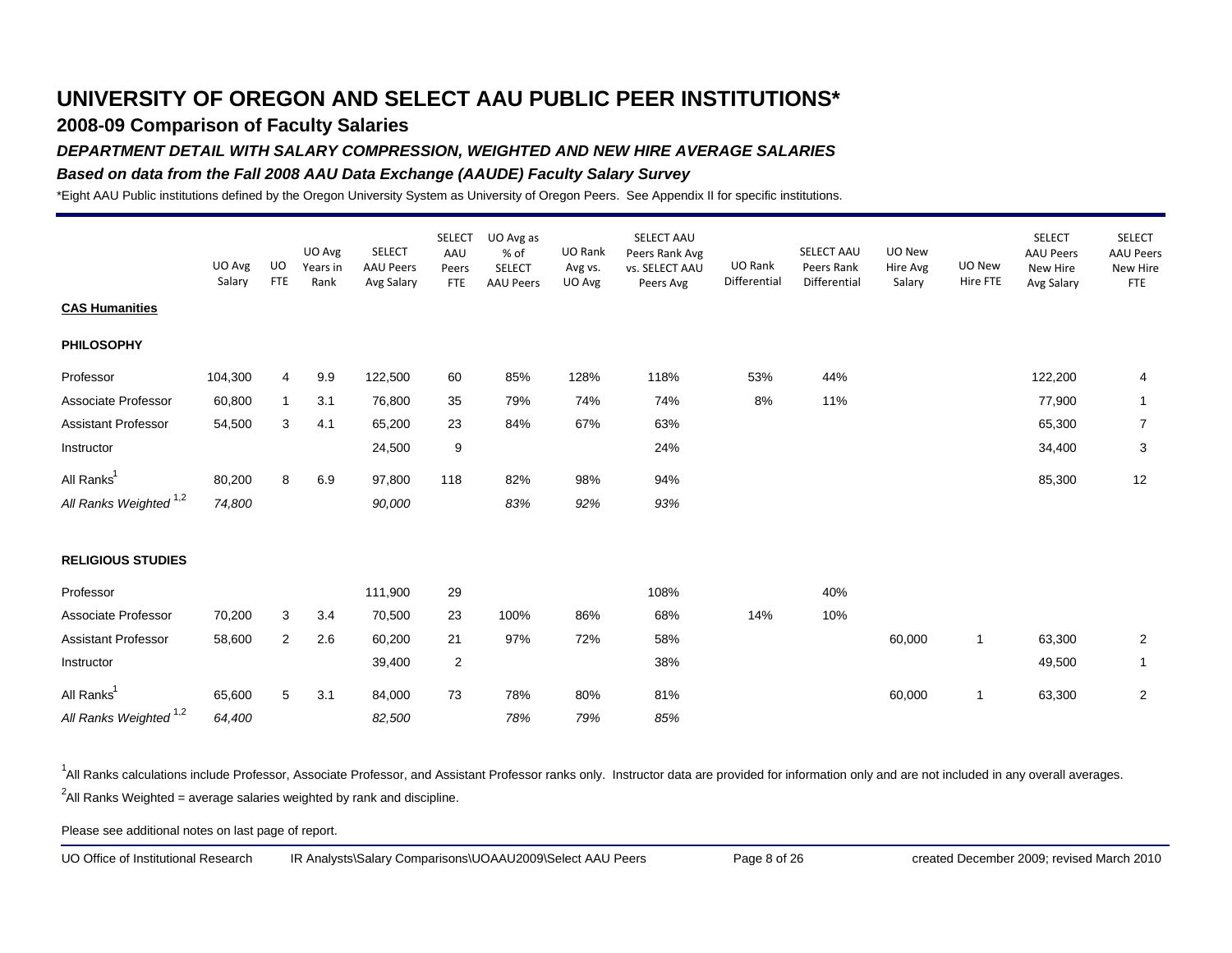# UNIVERSITY OF OREGON AND SELECT AAU PUBLIC PEER INSTITUTIONS*

## 2008-09 Comparison of Faculty Salaries

### *DEPARTMENT DETAIL WITH SALARY COMPRESSION, WEIGHTED AND NEW HIRE AVERAGE SALARIES*

### *Based on data from the Fall 2008 AAU Data Exchange (AAUDE) Faculty Salary Survey*

*Eight AAU Public institutions defined by the Oregon University System as University of Oregon Peers. See Appendix II for specific institutions.

| | UO Avg Salary | UO FTE | UO Avg Years in Rank | SELECT AAU Peers Avg Salary | SELECT AAU Peers FTE | UO Avg as % of SELECT AAU Peers | UO Rank Avg vs. UO Avg | SELECT AAU Peers Rank Avg vs. SELECT AAU Peers Avg | UO Rank Differential | SELECT AAU Peers Rank Differential | UO New Hire Avg Salary | UO New Hire FTE | SELECT AAU Peers New Hire Avg Salary | SELECT AAU Peers New Hire FTE |
|---|---|---|---|---|---|---|---|---|---|---|---|---|---|---|
| **CAS Humanities** | | | | | | | | | | | | | | |
| **PHILOSOPHY** | | | | | | | | | | | | | | |
| Professor | 104,300 | 4 | 9.9 | 122,500 | 60 | 85% | 128% | 118% | 53% | 44% | | | 122,200 | 4 |
| Associate Professor | 60,800 | 1 | 3.1 | 76,800 | 35 | 79% | 74% | 74% | 8% | 11% | | | 77,900 | 1 |
| Assistant Professor | 54,500 | 3 | 4.1 | 65,200 | 23 | 84% | 67% | 63% | | | | | 65,300 | 7 |
| Instructor | | | | 24,500 | 9 | | | 24% | | | | | 34,400 | 3 |
| All Ranks[1] | 80,200 | 8 | 6.9 | 97,800 | 118 | 82% | 98% | 94% | | | | | 85,300 | 12 |
| *All Ranks Weighted [1,2]* | *74,800* | | | *90,000* | | *83%* | *92%* | *93%* | | | | | | |
| **RELIGIOUS STUDIES** | | | | | | | | | | | | | | |
| Professor | | | | 111,900 | 29 | | | 108% | | 40% | | | | |
| Associate Professor | 70,200 | 3 | 3.4 | 70,500 | 23 | 100% | 86% | 68% | 14% | 10% | | | | |
| Assistant Professor | 58,600 | 2 | 2.6 | 60,200 | 21 | 97% | 72% | 58% | | | 60,000 | 1 | 63,300 | 2 |
| Instructor | | | | 39,400 | 2 | | | 38% | | | | | 49,500 | 1 |
| All Ranks[1] | 65,600 | 5 | 3.1 | 84,000 | 73 | 78% | 80% | 81% | | | 60,000 | 1 | 63,300 | 2 |
| *All Ranks Weighted [1,2]* | *64,400* | | | *82,500* | | *78%* | *79%* | *85%* | | | | | | |

[1]All Ranks calculations include Professor, Associate Professor, and Assistant Professor ranks only. Instructor data are provided for information only and are not included in any overall averages.

[2]All Ranks Weighted = average salaries weighted by rank and discipline.

Please see additional notes on last page of report.

UO Office of Institutional Research    IR Analysts\Salary Comparisons\UOAAU2009\Select AAU Peers    created December 2009; revised March 2010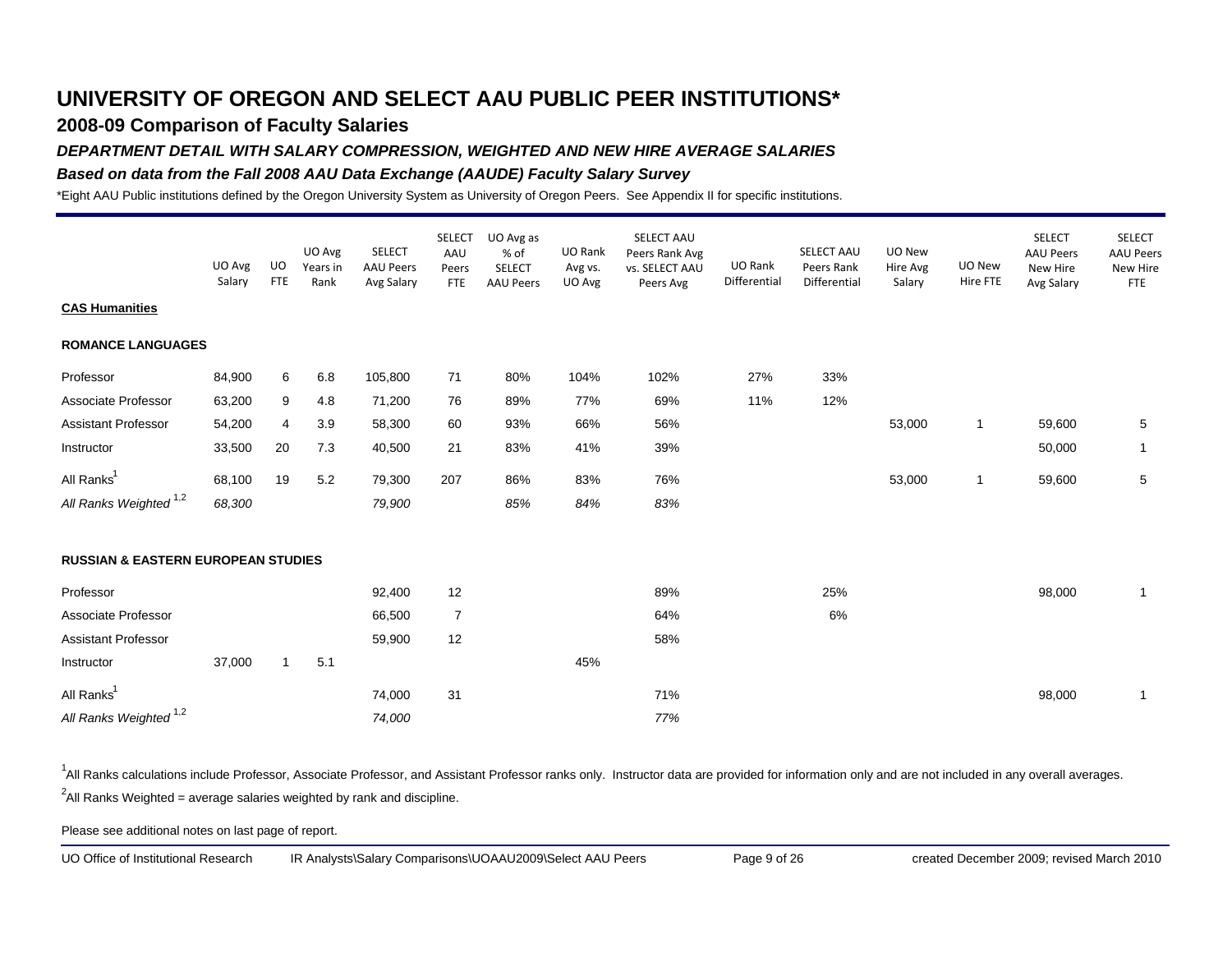# UNIVERSITY OF OREGON AND SELECT AAU PUBLIC PEER INSTITUTIONS*

## 2008-09 Comparison of Faculty Salaries

### *DEPARTMENT DETAIL WITH SALARY COMPRESSION, WEIGHTED AND NEW HIRE AVERAGE SALARIES*

### *Based on data from the Fall 2008 AAU Data Exchange (AAUDE) Faculty Salary Survey*

*Eight AAU Public institutions defined by the Oregon University System as University of Oregon Peers. See Appendix II for specific institutions.

| | UO Avg Salary | UO FTE | UO Avg Years in Rank | SELECT AAU Peers Avg Salary | SELECT AAU Peers FTE | UO Avg as % of SELECT AAU Peers | UO Rank Avg vs. UO Avg | SELECT AAU Peers Rank Avg vs. SELECT AAU Peers Avg | UO Rank Differential | SELECT AAU Peers Rank Differential | UO New Hire Avg Salary | UO New Hire FTE | SELECT AAU Peers New Hire Avg Salary | SELECT AAU Peers New Hire FTE |
|---|---|---|---|---|---|---|---|---|---|---|---|---|---|---|
| **CAS Humanities** | | | | | | | | | | | | | | |
| **ROMANCE LANGUAGES** | | | | | | | | | | | | | | |
| Professor | 84,900 | 6 | 6.8 | 105,800 | 71 | 80% | 104% | 102% | 27% | 33% | | | | |
| Associate Professor | 63,200 | 9 | 4.8 | 71,200 | 76 | 89% | 77% | 69% | 11% | 12% | | | | |
| Assistant Professor | 54,200 | 4 | 3.9 | 58,300 | 60 | 93% | 66% | 56% | | | 53,000 | 1 | 59,600 | 5 |
| Instructor | 33,500 | 20 | 7.3 | 40,500 | 21 | 83% | 41% | 39% | | | | | 50,000 | 1 |
| All Ranks[1] | 68,100 | 19 | 5.2 | 79,300 | 207 | 86% | 83% | 76% | | | 53,000 | 1 | 59,600 | 5 |
| *All Ranks Weighted [1,2]* | *68,300* | | | *79,900* | | *85%* | *84%* | *83%* | | | | | | |
| **RUSSIAN & EASTERN EUROPEAN STUDIES** | | | | | | | | | | | | | | |
| Professor | | | | 92,400 | 12 | | | 89% | | 25% | | | 98,000 | 1 |
| Associate Professor | | | | 66,500 | 7 | | | 64% | | 6% | | | | |
| Assistant Professor | | | | 59,900 | 12 | | | 58% | | | | | | |
| Instructor | 37,000 | 1 | 5.1 | | | | 45% | | | | | | | |
| All Ranks[1] | | | | 74,000 | 31 | | | 71% | | | | | 98,000 | 1 |
| *All Ranks Weighted [1,2]* | | | | *74,000* | | | | *77%* | | | | | | |

[1]All Ranks calculations include Professor, Associate Professor, and Assistant Professor ranks only. Instructor data are provided for information only and are not included in any overall averages.

[2]All Ranks Weighted = average salaries weighted by rank and discipline.

Please see additional notes on last page of report.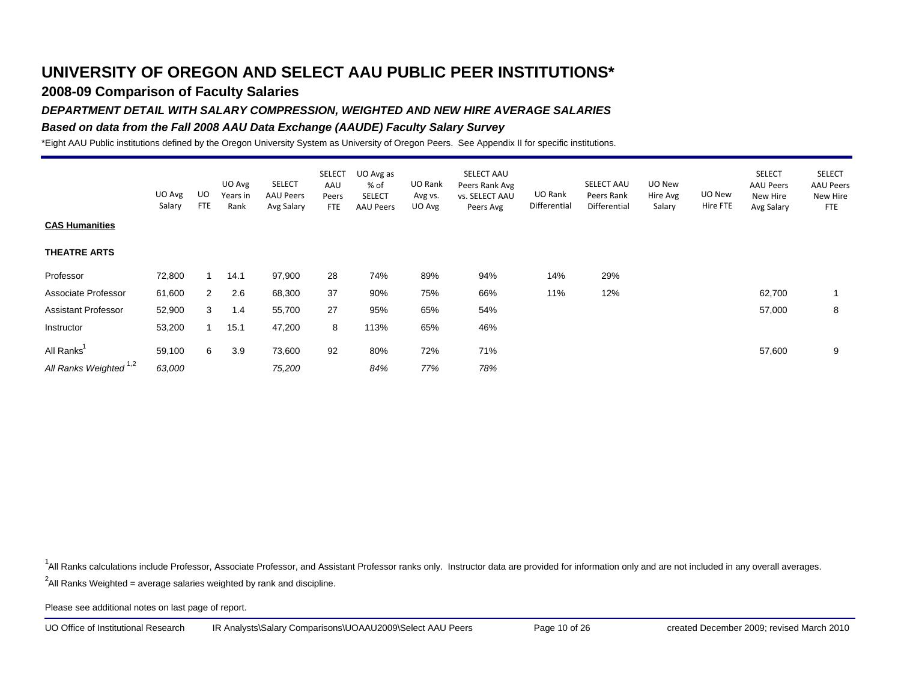# UNIVERSITY OF OREGON AND SELECT AAU PUBLIC PEER INSTITUTIONS*

## 2008-09 Comparison of Faculty Salaries

### *DEPARTMENT DETAIL WITH SALARY COMPRESSION, WEIGHTED AND NEW HIRE AVERAGE SALARIES*

### *Based on data from the Fall 2008 AAU Data Exchange (AAUDE) Faculty Salary Survey*

*Eight AAU Public institutions defined by the Oregon University System as University of Oregon Peers. See Appendix II for specific institutions.

| | UO Avg Salary | UO FTE | UO Avg Years in Rank | SELECT AAU Peers Avg Salary | SELECT AAU Peers FTE | UO Avg as % of SELECT AAU Peers | UO Rank Avg vs. UO Avg | SELECT AAU Peers Rank Avg vs. SELECT AAU Peers Avg | UO Rank Differential | SELECT AAU Peers Rank Differential | UO New Hire Avg Salary | UO New Hire FTE | SELECT AAU Peers New Hire Avg Salary | SELECT AAU Peers New Hire FTE |
|---|---|---|---|---|---|---|---|---|---|---|---|---|---|---|
| **CAS Humanities** | | | | | | | | | | | | | | |
| **THEATRE ARTS** | | | | | | | | | | | | | | |
| Professor | 72,800 | 1 | 14.1 | 97,900 | 28 | 74% | 89% | 94% | 14% | 29% | | | | |
| Associate Professor | 61,600 | 2 | 2.6 | 68,300 | 37 | 90% | 75% | 66% | 11% | 12% | | | 62,700 | 1 |
| Assistant Professor | 52,900 | 3 | 1.4 | 55,700 | 27 | 95% | 65% | 54% | | | | | 57,000 | 8 |
| Instructor | 53,200 | 1 | 15.1 | 47,200 | 8 | 113% | 65% | 46% | | | | | | |
| All Ranks[1] | 59,100 | 6 | 3.9 | 73,600 | 92 | 80% | 72% | 71% | | | | | 57,600 | 9 |
| *All Ranks Weighted [1,2]* | *63,000* | | | *75,200* | | *84%* | *77%* | *78%* | | | | | | |

[1]All Ranks calculations include Professor, Associate Professor, and Assistant Professor ranks only. Instructor data are provided for information only and are not included in any overall averages.

[2]All Ranks Weighted = average salaries weighted by rank and discipline.

Please see additional notes on last page of report.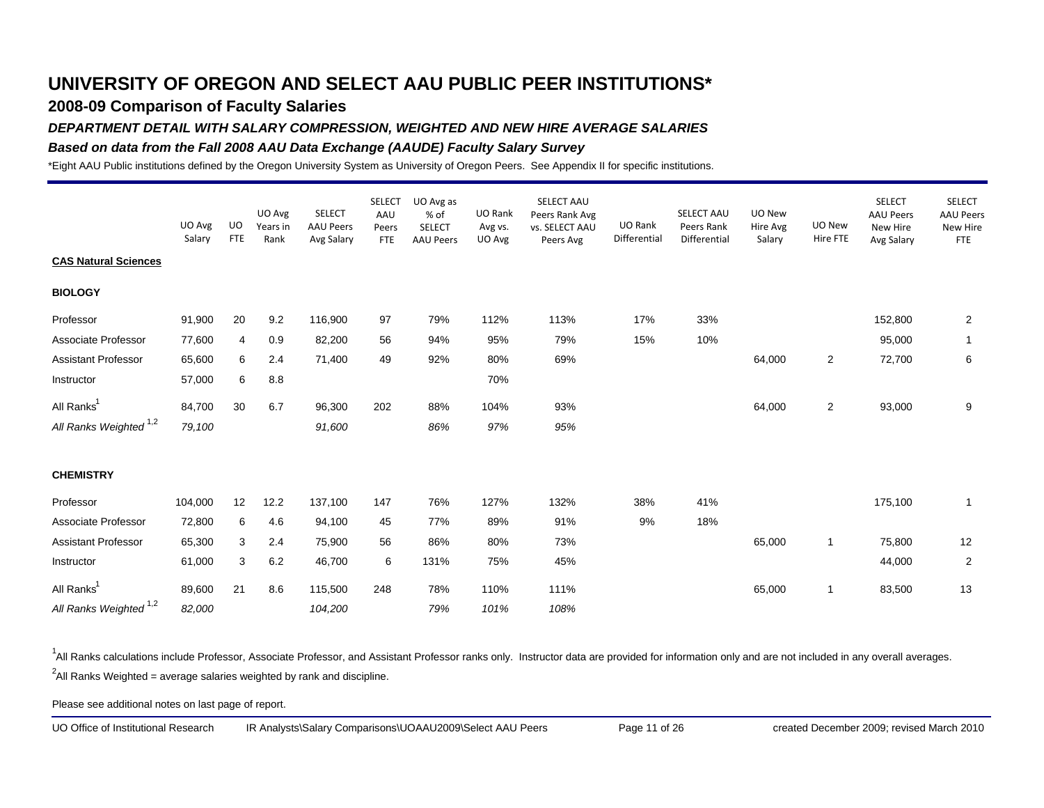# UNIVERSITY OF OREGON AND SELECT AAU PUBLIC PEER INSTITUTIONS*

## 2008-09 Comparison of Faculty Salaries

### *DEPARTMENT DETAIL WITH SALARY COMPRESSION, WEIGHTED AND NEW HIRE AVERAGE SALARIES*

### *Based on data from the Fall 2008 AAU Data Exchange (AAUDE) Faculty Salary Survey*

*Eight AAU Public institutions defined by the Oregon University System as University of Oregon Peers. See Appendix II for specific institutions.

| | UO Avg Salary | UO FTE | UO Avg Years in Rank | SELECT AAU Peers Avg Salary | SELECT AAU Peers FTE | UO Avg as % of SELECT AAU Peers | UO Rank Avg vs. UO Avg | SELECT AAU Peers Rank Avg vs. SELECT AAU Peers Avg | UO Rank Differential | SELECT AAU Peers Rank Differential | UO New Hire Avg Salary | UO New Hire FTE | SELECT AAU Peers New Hire Avg Salary | SELECT AAU Peers New Hire FTE |
|---|---|---|---|---|---|---|---|---|---|---|---|---|---|---|
| **CAS Natural Sciences** | | | | | | | | | | | | | | |
| **BIOLOGY** | | | | | | | | | | | | | | |
| Professor | 91,900 | 20 | 9.2 | 116,900 | 97 | 79% | 112% | 113% | 17% | 33% | | | 152,800 | 2 |
| Associate Professor | 77,600 | 4 | 0.9 | 82,200 | 56 | 94% | 95% | 79% | 15% | 10% | | | 95,000 | 1 |
| Assistant Professor | 65,600 | 6 | 2.4 | 71,400 | 49 | 92% | 80% | 69% | | | 64,000 | 2 | 72,700 | 6 |
| Instructor | 57,000 | 6 | 8.8 | | | | 70% | | | | | | | |
| All Ranks[1] | 84,700 | 30 | 6.7 | 96,300 | 202 | 88% | 104% | 93% | | | 64,000 | 2 | 93,000 | 9 |
| *All Ranks Weighted [1,2]* | *79,100* | | | *91,600* | | *86%* | *97%* | *95%* | | | | | | |
| **CHEMISTRY** | | | | | | | | | | | | | | |
| Professor | 104,000 | 12 | 12.2 | 137,100 | 147 | 76% | 127% | 132% | 38% | 41% | | | 175,100 | 1 |
| Associate Professor | 72,800 | 6 | 4.6 | 94,100 | 45 | 77% | 89% | 91% | 9% | 18% | | | | |
| Assistant Professor | 65,300 | 3 | 2.4 | 75,900 | 56 | 86% | 80% | 73% | | | 65,000 | 1 | 75,800 | 12 |
| Instructor | 61,000 | 3 | 6.2 | 46,700 | 6 | 131% | 75% | 45% | | | | | 44,000 | 2 |
| All Ranks[1] | 89,600 | 21 | 8.6 | 115,500 | 248 | 78% | 110% | 111% | | | 65,000 | 1 | 83,500 | 13 |
| *All Ranks Weighted [1,2]* | *82,000* | | | *104,200* | | *79%* | *101%* | *108%* | | | | | | |

[1]All Ranks calculations include Professor, Associate Professor, and Assistant Professor ranks only. Instructor data are provided for information only and are not included in any overall averages.

[2]All Ranks Weighted = average salaries weighted by rank and discipline.

Please see additional notes on last page of report.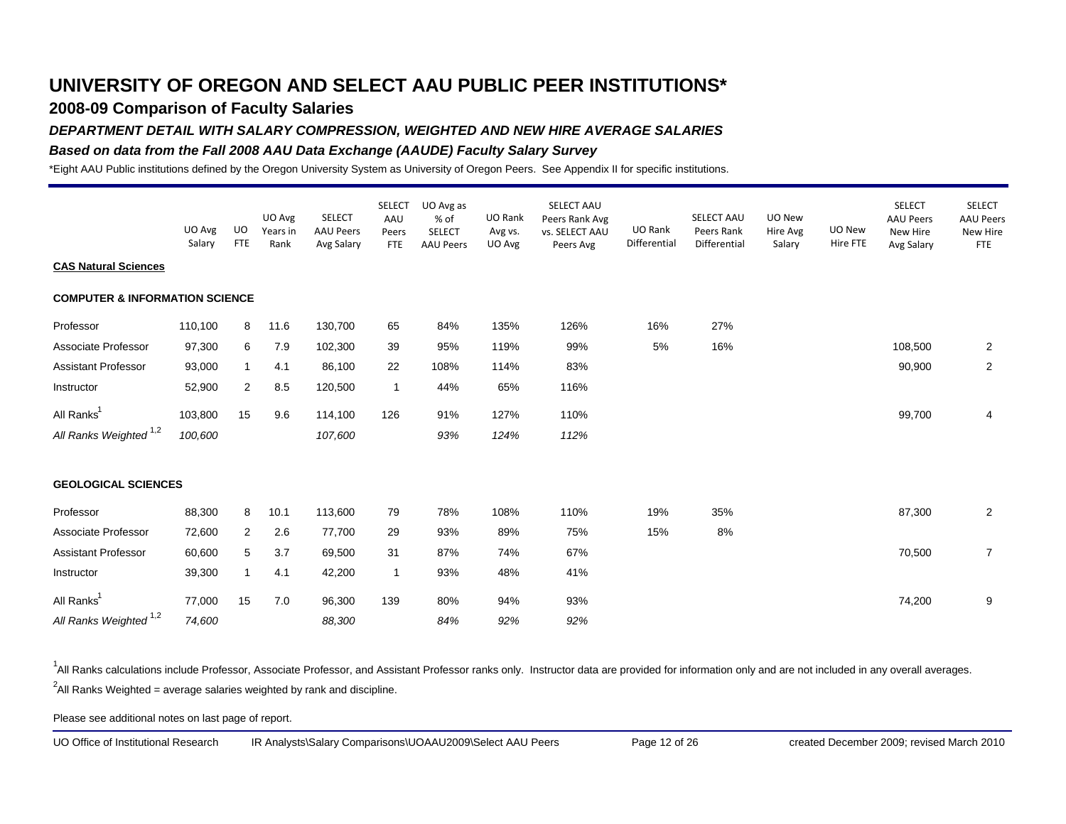# UNIVERSITY OF OREGON AND SELECT AAU PUBLIC PEER INSTITUTIONS*

## 2008-09 Comparison of Faculty Salaries

### *DEPARTMENT DETAIL WITH SALARY COMPRESSION, WEIGHTED AND NEW HIRE AVERAGE SALARIES*

### *Based on data from the Fall 2008 AAU Data Exchange (AAUDE) Faculty Salary Survey*

*Eight AAU Public institutions defined by the Oregon University System as University of Oregon Peers. See Appendix II for specific institutions.

| | UO Avg Salary | UO FTE | UO Avg Years in Rank | SELECT AAU Peers Avg Salary | SELECT AAU Peers FTE | UO Avg as % of SELECT AAU Peers | UO Rank Avg vs. UO Avg | SELECT AAU Peers Rank Avg vs. SELECT AAU Peers Avg | UO Rank Differential | SELECT AAU Peers Rank Differential | UO New Hire Avg Salary | UO New Hire FTE | SELECT AAU Peers New Hire Avg Salary | SELECT AAU Peers New Hire FTE |
|---|---|---|---|---|---|---|---|---|---|---|---|---|---|---|
| **CAS Natural Sciences** | | | | | | | | | | | | | | |
| **COMPUTER & INFORMATION SCIENCE** | | | | | | | | | | | | | | |
| Professor | 110,100 | 8 | 11.6 | 130,700 | 65 | 84% | 135% | 126% | 16% | 27% | | | | |
| Associate Professor | 97,300 | 6 | 7.9 | 102,300 | 39 | 95% | 119% | 99% | 5% | 16% | | | 108,500 | 2 |
| Assistant Professor | 93,000 | 1 | 4.1 | 86,100 | 22 | 108% | 114% | 83% | | | | | 90,900 | 2 |
| Instructor | 52,900 | 2 | 8.5 | 120,500 | 1 | 44% | 65% | 116% | | | | | | |
| All Ranks[1] | 103,800 | 15 | 9.6 | 114,100 | 126 | 91% | 127% | 110% | | | | | 99,700 | 4 |
| *All Ranks Weighted [1,2]* | *100,600* | | | *107,600* | | *93%* | *124%* | *112%* | | | | | | |
| **GEOLOGICAL SCIENCES** | | | | | | | | | | | | | | |
| Professor | 88,300 | 8 | 10.1 | 113,600 | 79 | 78% | 108% | 110% | 19% | 35% | | | 87,300 | 2 |
| Associate Professor | 72,600 | 2 | 2.6 | 77,700 | 29 | 93% | 89% | 75% | 15% | 8% | | | | |
| Assistant Professor | 60,600 | 5 | 3.7 | 69,500 | 31 | 87% | 74% | 67% | | | | | 70,500 | 7 |
| Instructor | 39,300 | 1 | 4.1 | 42,200 | 1 | 93% | 48% | 41% | | | | | | |
| All Ranks[1] | 77,000 | 15 | 7.0 | 96,300 | 139 | 80% | 94% | 93% | | | | | 74,200 | 9 |
| *All Ranks Weighted [1,2]* | *74,600* | | | *88,300* | | *84%* | *92%* | *92%* | | | | | | |

[1]All Ranks calculations include Professor, Associate Professor, and Assistant Professor ranks only. Instructor data are provided for information only and are not included in any overall averages.

[2]All Ranks Weighted = average salaries weighted by rank and discipline.

Please see additional notes on last page of report.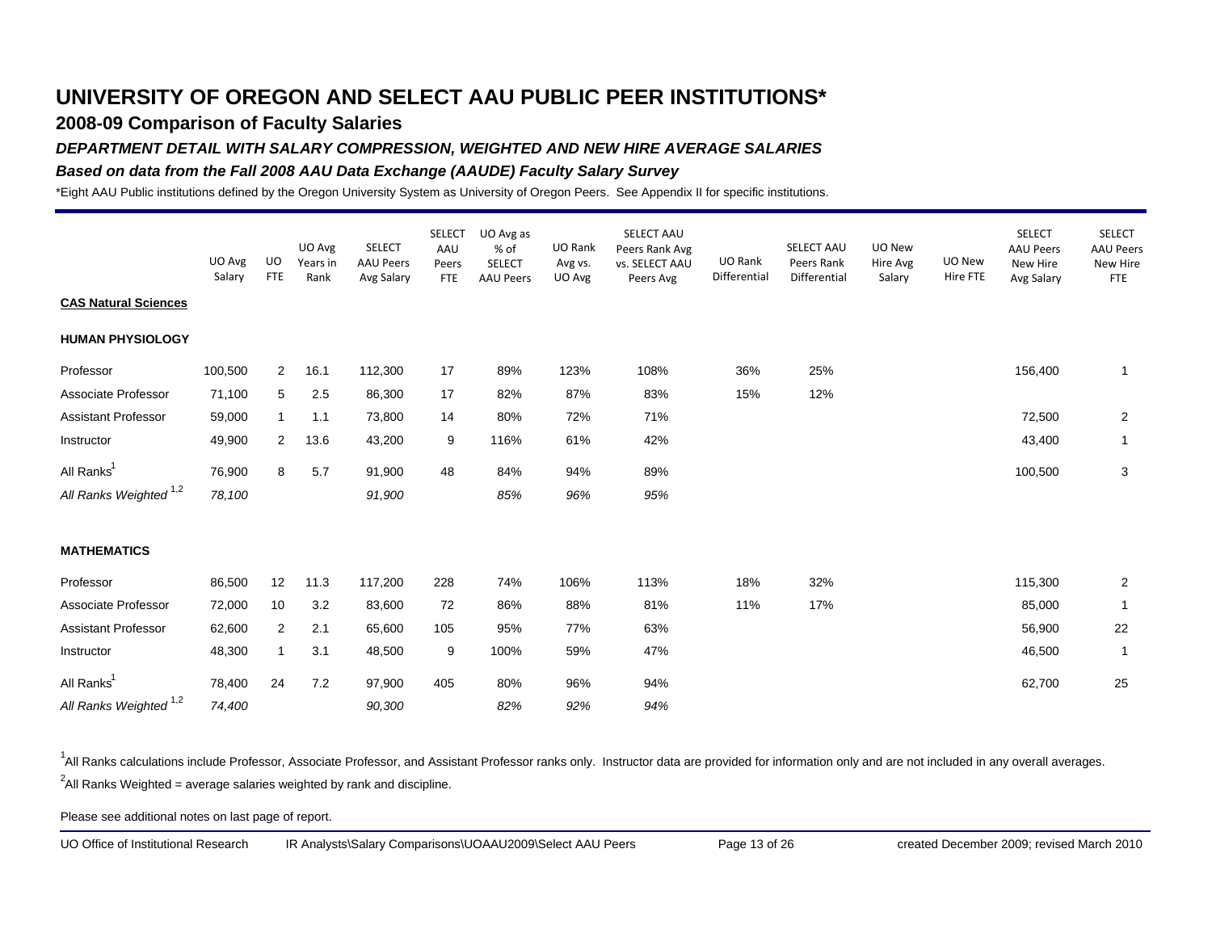# UNIVERSITY OF OREGON AND SELECT AAU PUBLIC PEER INSTITUTIONS*

## 2008-09 Comparison of Faculty Salaries

### *DEPARTMENT DETAIL WITH SALARY COMPRESSION, WEIGHTED AND NEW HIRE AVERAGE SALARIES*

#### *Based on data from the Fall 2008 AAU Data Exchange (AAUDE) Faculty Salary Survey*

*Eight AAU Public institutions defined by the Oregon University System as University of Oregon Peers. See Appendix II for specific institutions.

| | UO Avg Salary | UO FTE | UO Avg Years in Rank | SELECT AAU Peers Avg Salary | SELECT AAU Peers FTE | UO Avg as % of SELECT AAU Peers | UO Rank Avg vs. UO Avg | SELECT AAU Peers Rank Avg vs. SELECT AAU Peers Avg | UO Rank Differential | SELECT AAU Peers Rank Differential | UO New Hire Avg Salary | UO New Hire FTE | SELECT AAU Peers New Hire Avg Salary | SELECT AAU Peers New Hire FTE |
|---|---|---|---|---|---|---|---|---|---|---|---|---|---|---|
| **CAS Natural Sciences** | | | | | | | | | | | | | | |
| **HUMAN PHYSIOLOGY** | | | | | | | | | | | | | | |
| Professor | 100,500 | 2 | 16.1 | 112,300 | 17 | 89% | 123% | 108% | 36% | 25% | | | 156,400 | 1 |
| Associate Professor | 71,100 | 5 | 2.5 | 86,300 | 17 | 82% | 87% | 83% | 15% | 12% | | | | |
| Assistant Professor | 59,000 | 1 | 1.1 | 73,800 | 14 | 80% | 72% | 71% | | | | | 72,500 | 2 |
| Instructor | 49,900 | 2 | 13.6 | 43,200 | 9 | 116% | 61% | 42% | | | | | 43,400 | 1 |
| All Ranks[1] | 76,900 | 8 | 5.7 | 91,900 | 48 | 84% | 94% | 89% | | | | | 100,500 | 3 |
| *All Ranks Weighted [1,2]* | *78,100* | | | *91,900* | | *85%* | *96%* | *95%* | | | | | | |
| **MATHEMATICS** | | | | | | | | | | | | | | |
| Professor | 86,500 | 12 | 11.3 | 117,200 | 228 | 74% | 106% | 113% | 18% | 32% | | | 115,300 | 2 |
| Associate Professor | 72,000 | 10 | 3.2 | 83,600 | 72 | 86% | 88% | 81% | 11% | 17% | | | 85,000 | 1 |
| Assistant Professor | 62,600 | 2 | 2.1 | 65,600 | 105 | 95% | 77% | 63% | | | | | 56,900 | 22 |
| Instructor | 48,300 | 1 | 3.1 | 48,500 | 9 | 100% | 59% | 47% | | | | | 46,500 | 1 |
| All Ranks[1] | 78,400 | 24 | 7.2 | 97,900 | 405 | 80% | 96% | 94% | | | | | 62,700 | 25 |
| *All Ranks Weighted [1,2]* | *74,400* | | | *90,300* | | *82%* | *92%* | *94%* | | | | | | |

[1]All Ranks calculations include Professor, Associate Professor, and Assistant Professor ranks only. Instructor data are provided for information only and are not included in any overall averages.

[2]All Ranks Weighted = average salaries weighted by rank and discipline.

Please see additional notes on last page of report.

UO Office of Institutional Research IR Analysts\Salary Comparisons\UOAAU2009\Select AAU Peers created December 2009; revised March 2010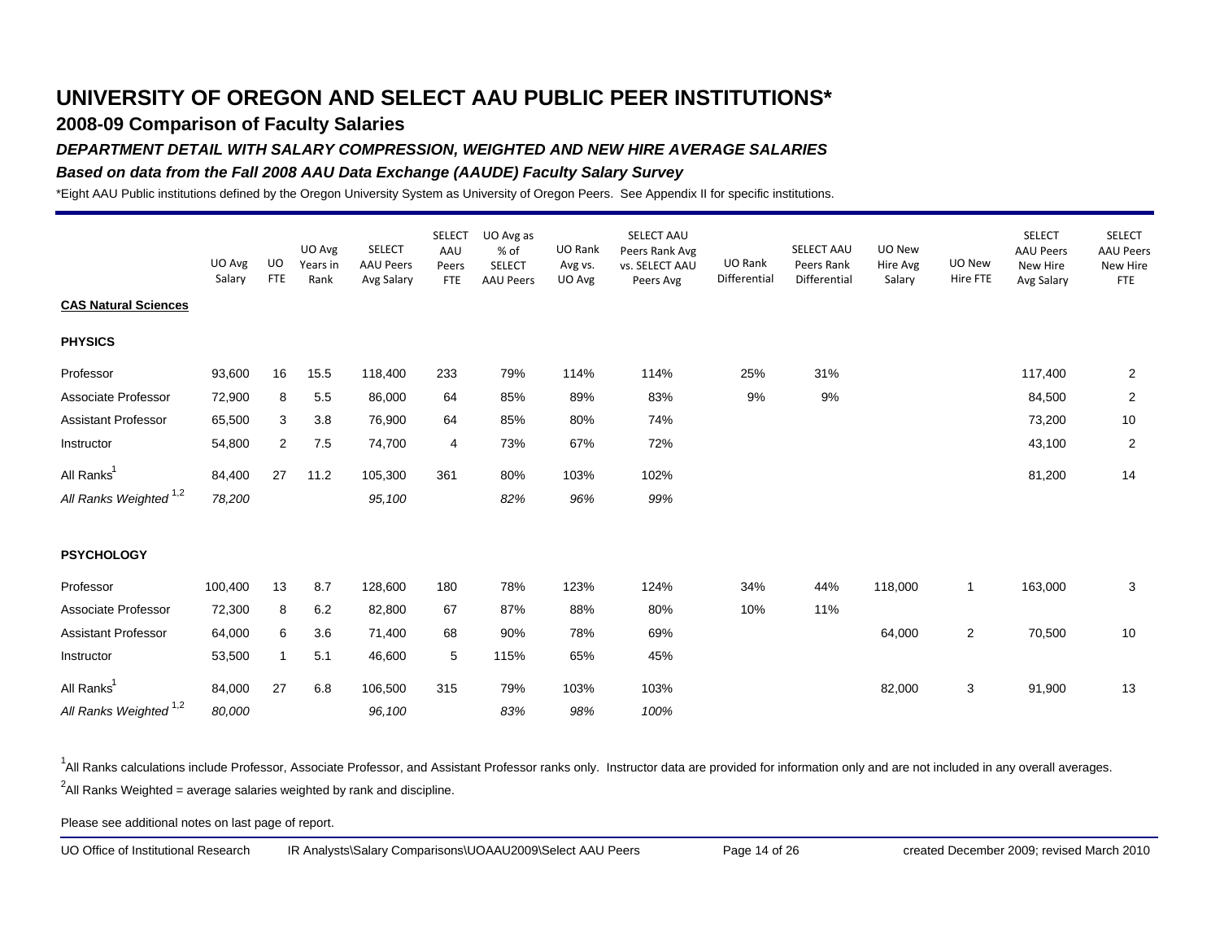# UNIVERSITY OF OREGON AND SELECT AAU PUBLIC PEER INSTITUTIONS*

## 2008-09 Comparison of Faculty Salaries

### *DEPARTMENT DETAIL WITH SALARY COMPRESSION, WEIGHTED AND NEW HIRE AVERAGE SALARIES*

### *Based on data from the Fall 2008 AAU Data Exchange (AAUDE) Faculty Salary Survey*

*Eight AAU Public institutions defined by the Oregon University System as University of Oregon Peers. See Appendix II for specific institutions.

| | UO Avg Salary | UO FTE | UO Avg Years in Rank | SELECT AAU Peers Avg Salary | SELECT AAU Peers FTE | UO Avg as % of SELECT AAU Peers | UO Rank Avg vs. UO Avg | SELECT AAU Peers Rank Avg vs. SELECT AAU Peers Avg | UO Rank Differential | SELECT AAU Peers Rank Differential | UO New Hire Avg Salary | UO New Hire FTE | SELECT AAU Peers New Hire Avg Salary | SELECT AAU Peers New Hire FTE |
|---|---|---|---|---|---|---|---|---|---|---|---|---|---|---|
| **CAS Natural Sciences** | | | | | | | | | | | | | | |
| **PHYSICS** | | | | | | | | | | | | | | |
| Professor | 93,600 | 16 | 15.5 | 118,400 | 233 | 79% | 114% | 114% | 25% | 31% | | | 117,400 | 2 |
| Associate Professor | 72,900 | 8 | 5.5 | 86,000 | 64 | 85% | 89% | 83% | 9% | 9% | | | 84,500 | 2 |
| Assistant Professor | 65,500 | 3 | 3.8 | 76,900 | 64 | 85% | 80% | 74% | | | | | 73,200 | 10 |
| Instructor | 54,800 | 2 | 7.5 | 74,700 | 4 | 73% | 67% | 72% | | | | | 43,100 | 2 |
| All Ranks[1] | 84,400 | 27 | 11.2 | 105,300 | 361 | 80% | 103% | 102% | | | | | 81,200 | 14 |
| *All Ranks Weighted [1,2]* | *78,200* | | | *95,100* | | *82%* | *96%* | *99%* | | | | | | |
| **PSYCHOLOGY** | | | | | | | | | | | | | | |
| Professor | 100,400 | 13 | 8.7 | 128,600 | 180 | 78% | 123% | 124% | 34% | 44% | 118,000 | 1 | 163,000 | 3 |
| Associate Professor | 72,300 | 8 | 6.2 | 82,800 | 67 | 87% | 88% | 80% | 10% | 11% | | | | |
| Assistant Professor | 64,000 | 6 | 3.6 | 71,400 | 68 | 90% | 78% | 69% | | | 64,000 | 2 | 70,500 | 10 |
| Instructor | 53,500 | 1 | 5.1 | 46,600 | 5 | 115% | 65% | 45% | | | | | | |
| All Ranks[1] | 84,000 | 27 | 6.8 | 106,500 | 315 | 79% | 103% | 103% | | | 82,000 | 3 | 91,900 | 13 |
| *All Ranks Weighted [1,2]* | *80,000* | | | *96,100* | | *83%* | *98%* | *100%* | | | | | | |

[1]All Ranks calculations include Professor, Associate Professor, and Assistant Professor ranks only. Instructor data are provided for information only and are not included in any overall averages.

[2]All Ranks Weighted = average salaries weighted by rank and discipline.

Please see additional notes on last page of report.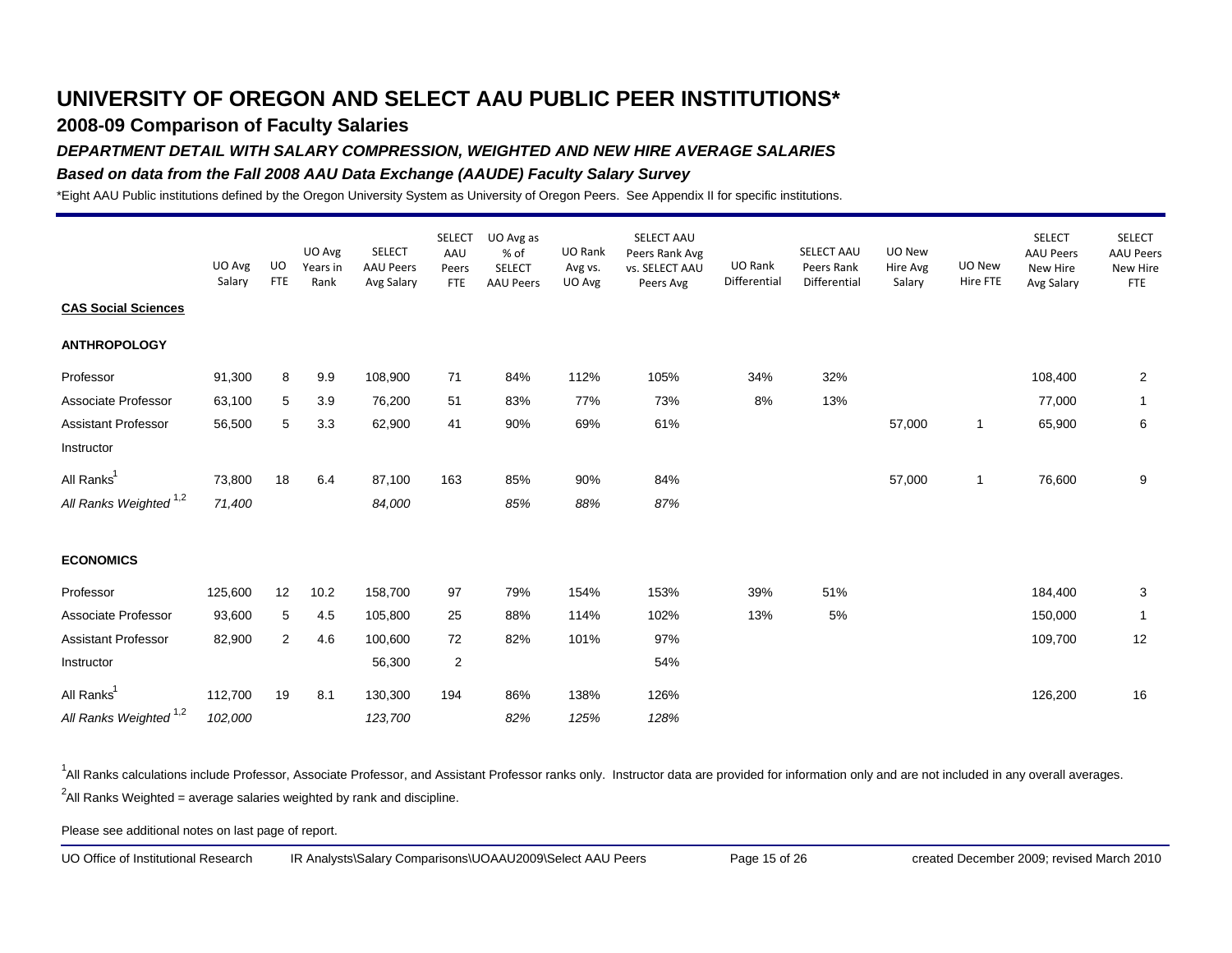# UNIVERSITY OF OREGON AND SELECT AAU PUBLIC PEER INSTITUTIONS*

## 2008-09 Comparison of Faculty Salaries

### *DEPARTMENT DETAIL WITH SALARY COMPRESSION, WEIGHTED AND NEW HIRE AVERAGE SALARIES*

### *Based on data from the Fall 2008 AAU Data Exchange (AAUDE) Faculty Salary Survey*

*Eight AAU Public institutions defined by the Oregon University System as University of Oregon Peers. See Appendix II for specific institutions.

| | UO Avg Salary | UO FTE | UO Avg Years in Rank | SELECT AAU Peers Avg Salary | SELECT AAU Peers FTE | UO Avg as % of SELECT AAU Peers | UO Rank Avg vs. UO Avg | SELECT AAU Peers Rank Avg vs. SELECT AAU Peers Avg | UO Rank Differential | SELECT AAU Peers Rank Differential | UO New Hire Avg Salary | UO New Hire FTE | SELECT AAU Peers New Hire Avg Salary | SELECT AAU Peers New Hire FTE |
|---|---|---|---|---|---|---|---|---|---|---|---|---|---|---|
| **CAS Social Sciences** | | | | | | | | | | | | | | |
| **ANTHROPOLOGY** | | | | | | | | | | | | | | |
| Professor | 91,300 | 8 | 9.9 | 108,900 | 71 | 84% | 112% | 105% | 34% | 32% | | | 108,400 | 2 |
| Associate Professor | 63,100 | 5 | 3.9 | 76,200 | 51 | 83% | 77% | 73% | 8% | 13% | | | 77,000 | 1 |
| Assistant Professor | 56,500 | 5 | 3.3 | 62,900 | 41 | 90% | 69% | 61% | | | 57,000 | 1 | 65,900 | 6 |
| Instructor | | | | | | | | | | | | | | |
| All Ranks[1] | 73,800 | 18 | 6.4 | 87,100 | 163 | 85% | 90% | 84% | | | 57,000 | 1 | 76,600 | 9 |
| *All Ranks Weighted [1,2]* | *71,400* | | | *84,000* | | *85%* | *88%* | *87%* | | | | | | |
| **ECONOMICS** | | | | | | | | | | | | | | |
| Professor | 125,600 | 12 | 10.2 | 158,700 | 97 | 79% | 154% | 153% | 39% | 51% | | | 184,400 | 3 |
| Associate Professor | 93,600 | 5 | 4.5 | 105,800 | 25 | 88% | 114% | 102% | 13% | 5% | | | 150,000 | 1 |
| Assistant Professor | 82,900 | 2 | 4.6 | 100,600 | 72 | 82% | 101% | 97% | | | | | 109,700 | 12 |
| Instructor | | | | 56,300 | 2 | | | 54% | | | | | | |
| All Ranks[1] | 112,700 | 19 | 8.1 | 130,300 | 194 | 86% | 138% | 126% | | | | | 126,200 | 16 |
| *All Ranks Weighted [1,2]* | *102,000* | | | *123,700* | | *82%* | *125%* | *128%* | | | | | | |

[1]All Ranks calculations include Professor, Associate Professor, and Assistant Professor ranks only. Instructor data are provided for information only and are not included in any overall averages.

[2]All Ranks Weighted = average salaries weighted by rank and discipline.

Please see additional notes on last page of report.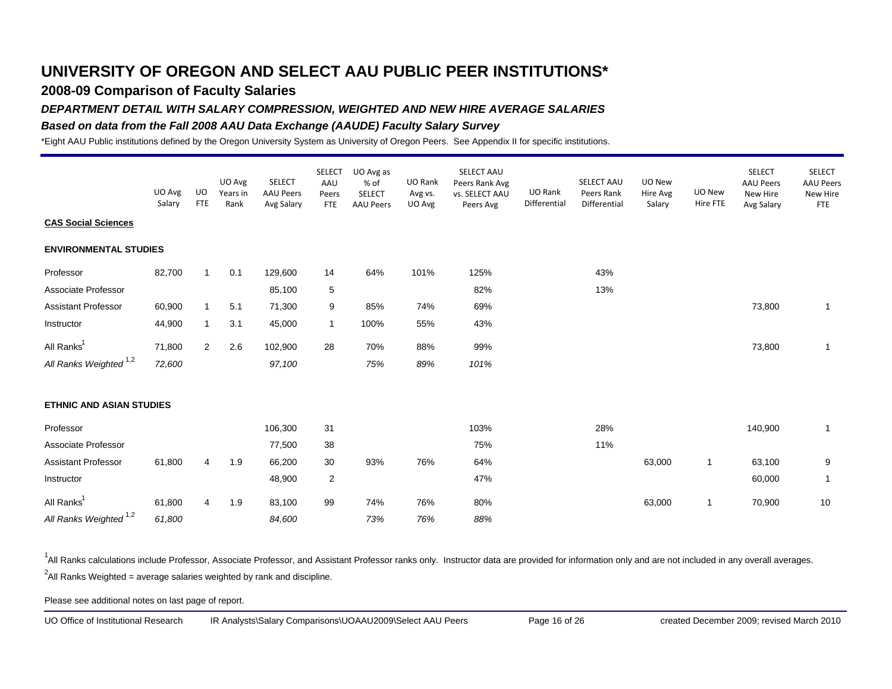# UNIVERSITY OF OREGON AND SELECT AAU PUBLIC PEER INSTITUTIONS*

## 2008-09 Comparison of Faculty Salaries

### *DEPARTMENT DETAIL WITH SALARY COMPRESSION, WEIGHTED AND NEW HIRE AVERAGE SALARIES*

### *Based on data from the Fall 2008 AAU Data Exchange (AAUDE) Faculty Salary Survey*

*Eight AAU Public institutions defined by the Oregon University System as University of Oregon Peers. See Appendix II for specific institutions.

| | UO Avg Salary | UO FTE | UO Avg Years in Rank | SELECT AAU Peers Avg Salary | SELECT AAU Peers FTE | UO Avg as % of SELECT AAU Peers | UO Rank Avg vs. UO Avg | SELECT AAU Peers Rank Avg vs. SELECT AAU Peers Avg | UO Rank Differential | SELECT AAU Peers Rank Differential | UO New Hire Avg Salary | UO New Hire FTE | SELECT AAU Peers New Hire Avg Salary | SELECT AAU Peers New Hire FTE |
|---|---|---|---|---|---|---|---|---|---|---|---|---|---|---|
| **CAS Social Sciences** | | | | | | | | | | | | | | |
| **ENVIRONMENTAL STUDIES** | | | | | | | | | | | | | | |
| Professor | 82,700 | 1 | 0.1 | 129,600 | 14 | 64% | 101% | 125% | | 43% | | | | |
| Associate Professor | | | | 85,100 | 5 | | | 82% | | 13% | | | | |
| Assistant Professor | 60,900 | 1 | 5.1 | 71,300 | 9 | 85% | 74% | 69% | | | | | 73,800 | 1 |
| Instructor | 44,900 | 1 | 3.1 | 45,000 | 1 | 100% | 55% | 43% | | | | | | |
| All Ranks[1] | 71,800 | 2 | 2.6 | 102,900 | 28 | 70% | 88% | 99% | | | | | 73,800 | 1 |
| *All Ranks Weighted [1,2]* | *72,600* | | | *97,100* | | *75%* | *89%* | *101%* | | | | | | |
| **ETHNIC AND ASIAN STUDIES** | | | | | | | | | | | | | | |
| Professor | | | | 106,300 | 31 | | | 103% | | 28% | | | 140,900 | 1 |
| Associate Professor | | | | 77,500 | 38 | | | 75% | | 11% | | | | |
| Assistant Professor | 61,800 | 4 | 1.9 | 66,200 | 30 | 93% | 76% | 64% | | | 63,000 | 1 | 63,100 | 9 |
| Instructor | | | | 48,900 | 2 | | | 47% | | | | | 60,000 | 1 |
| All Ranks[1] | 61,800 | 4 | 1.9 | 83,100 | 99 | 74% | 76% | 80% | | | 63,000 | 1 | 70,900 | 10 |
| *All Ranks Weighted [1,2]* | *61,800* | | | *84,600* | | *73%* | *76%* | *88%* | | | | | | |

[1]All Ranks calculations include Professor, Associate Professor, and Assistant Professor ranks only. Instructor data are provided for information only and are not included in any overall averages.

[2]All Ranks Weighted = average salaries weighted by rank and discipline.

Please see additional notes on last page of report.

UO Office of Institutional Research    IR Analysts\Salary Comparisons\UOAAU2009\Select AAU Peers    created December 2009; revised March 2010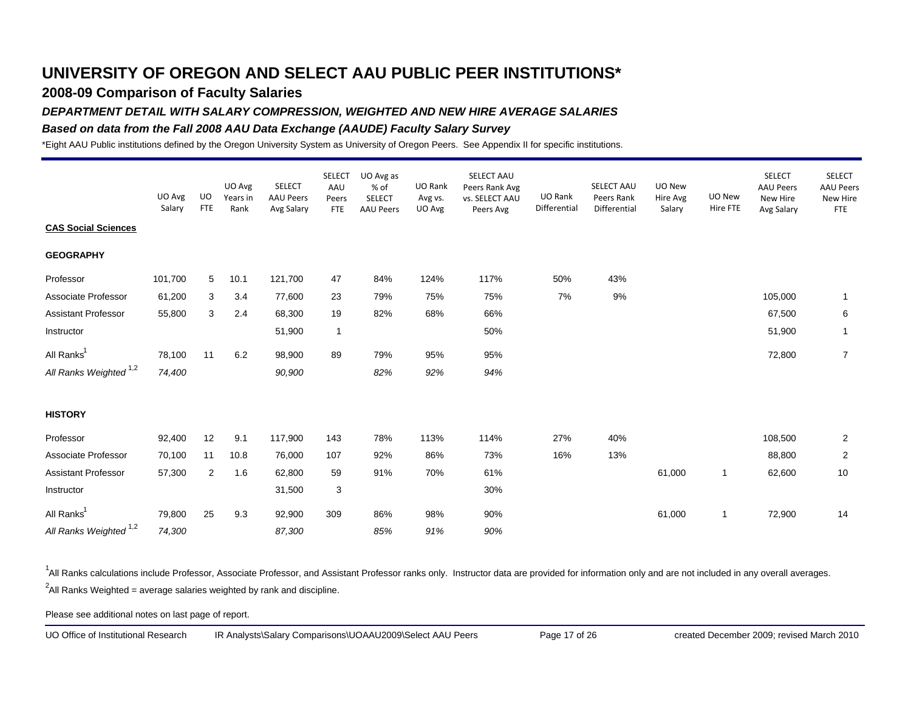# UNIVERSITY OF OREGON AND SELECT AAU PUBLIC PEER INSTITUTIONS*

## 2008-09 Comparison of Faculty Salaries

### *DEPARTMENT DETAIL WITH SALARY COMPRESSION, WEIGHTED AND NEW HIRE AVERAGE SALARIES*

### *Based on data from the Fall 2008 AAU Data Exchange (AAUDE) Faculty Salary Survey*

*Eight AAU Public institutions defined by the Oregon University System as University of Oregon Peers. See Appendix II for specific institutions.

| | UO Avg Salary | UO FTE | UO Avg Years in Rank | SELECT AAU Peers Avg Salary | SELECT AAU Peers FTE | UO Avg as % of SELECT AAU Peers | UO Rank Avg vs. UO Avg | SELECT AAU Peers Rank Avg vs. SELECT AAU Peers Avg | UO Rank Differential | SELECT AAU Peers Rank Differential | UO New Hire Avg Salary | UO New Hire FTE | SELECT AAU Peers New Hire Avg Salary | SELECT AAU Peers New Hire FTE |
|---|---|---|---|---|---|---|---|---|---|---|---|---|---|---|
| **CAS Social Sciences** | | | | | | | | | | | | | | |
| **GEOGRAPHY** | | | | | | | | | | | | | | |
| Professor | 101,700 | 5 | 10.1 | 121,700 | 47 | 84% | 124% | 117% | 50% | 43% | | | | |
| Associate Professor | 61,200 | 3 | 3.4 | 77,600 | 23 | 79% | 75% | 75% | 7% | 9% | | | 105,000 | 1 |
| Assistant Professor | 55,800 | 3 | 2.4 | 68,300 | 19 | 82% | 68% | 66% | | | | | 67,500 | 6 |
| Instructor | | | | 51,900 | 1 | | | 50% | | | | | 51,900 | 1 |
| All Ranks[1] | 78,100 | 11 | 6.2 | 98,900 | 89 | 79% | 95% | 95% | | | | | 72,800 | 7 |
| *All Ranks Weighted [1,2]* | *74,400* | | | *90,900* | | *82%* | *92%* | *94%* | | | | | | |
| **HISTORY** | | | | | | | | | | | | | | |
| Professor | 92,400 | 12 | 9.1 | 117,900 | 143 | 78% | 113% | 114% | 27% | 40% | | | 108,500 | 2 |
| Associate Professor | 70,100 | 11 | 10.8 | 76,000 | 107 | 92% | 86% | 73% | 16% | 13% | | | 88,800 | 2 |
| Assistant Professor | 57,300 | 2 | 1.6 | 62,800 | 59 | 91% | 70% | 61% | | | 61,000 | 1 | 62,600 | 10 |
| Instructor | | | | 31,500 | 3 | | | 30% | | | | | | |
| All Ranks[1] | 79,800 | 25 | 9.3 | 92,900 | 309 | 86% | 98% | 90% | | | 61,000 | 1 | 72,900 | 14 |
| *All Ranks Weighted [1,2]* | *74,300* | | | *87,300* | | *85%* | *91%* | *90%* | | | | | | |

[1]All Ranks calculations include Professor, Associate Professor, and Assistant Professor ranks only. Instructor data are provided for information only and are not included in any overall averages.

[2]All Ranks Weighted = average salaries weighted by rank and discipline.

Please see additional notes on last page of report.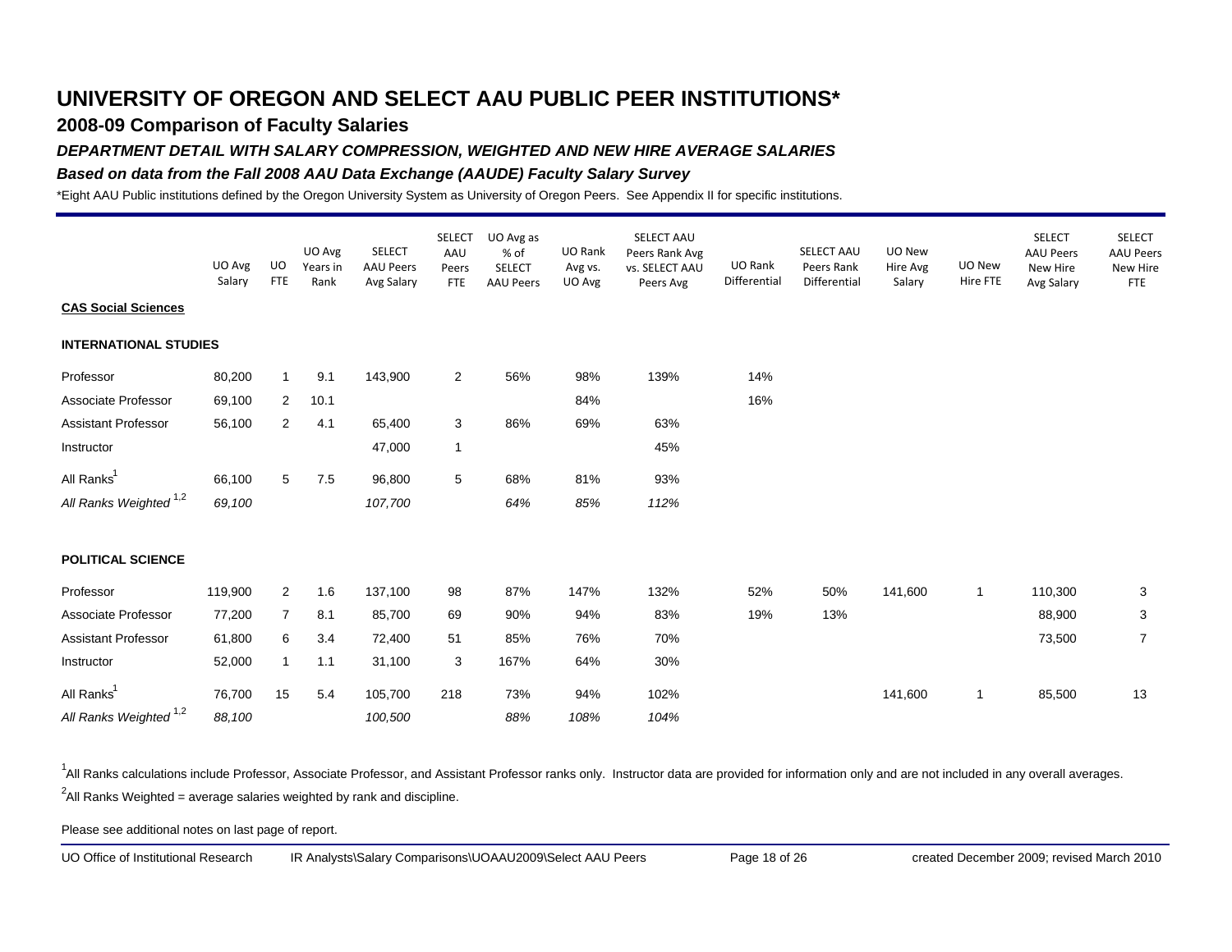# UNIVERSITY OF OREGON AND SELECT AAU PUBLIC PEER INSTITUTIONS*

## 2008-09 Comparison of Faculty Salaries

### *DEPARTMENT DETAIL WITH SALARY COMPRESSION, WEIGHTED AND NEW HIRE AVERAGE SALARIES*

### *Based on data from the Fall 2008 AAU Data Exchange (AAUDE) Faculty Salary Survey*

*Eight AAU Public institutions defined by the Oregon University System as University of Oregon Peers. See Appendix II for specific institutions.

| | UO Avg Salary | UO FTE | UO Avg Years in Rank | SELECT AAU Peers Avg Salary | SELECT AAU Peers FTE | UO Avg as % of SELECT AAU Peers | UO Rank Avg vs. UO Avg | SELECT AAU Peers Rank Avg vs. SELECT AAU Peers Avg | UO Rank Differential | SELECT AAU Peers Rank Differential | UO New Hire Avg Salary | UO New Hire FTE | SELECT AAU Peers New Hire Avg Salary | SELECT AAU Peers New Hire FTE |
|---|---|---|---|---|---|---|---|---|---|---|---|---|---|---|
| **CAS Social Sciences** | | | | | | | | | | | | | | |
| **INTERNATIONAL STUDIES** | | | | | | | | | | | | | | |
| Professor | 80,200 | 1 | 9.1 | 143,900 | 2 | 56% | 98% | 139% | 14% | | | | | |
| Associate Professor | 69,100 | 2 | 10.1 | | | | 84% | | 16% | | | | | |
| Assistant Professor | 56,100 | 2 | 4.1 | 65,400 | 3 | 86% | 69% | 63% | | | | | | |
| Instructor | | | | 47,000 | 1 | | | 45% | | | | | | |
| All Ranks[1] | 66,100 | 5 | 7.5 | 96,800 | 5 | 68% | 81% | 93% | | | | | | |
| *All Ranks Weighted [1,2]* | *69,100* | | | *107,700* | | *64%* | *85%* | *112%* | | | | | | |
| **POLITICAL SCIENCE** | | | | | | | | | | | | | | |
| Professor | 119,900 | 2 | 1.6 | 137,100 | 98 | 87% | 147% | 132% | 52% | 50% | 141,600 | 1 | 110,300 | 3 |
| Associate Professor | 77,200 | 7 | 8.1 | 85,700 | 69 | 90% | 94% | 83% | 19% | 13% | | | 88,900 | 3 |
| Assistant Professor | 61,800 | 6 | 3.4 | 72,400 | 51 | 85% | 76% | 70% | | | | | 73,500 | 7 |
| Instructor | 52,000 | 1 | 1.1 | 31,100 | 3 | 167% | 64% | 30% | | | | | | |
| All Ranks[1] | 76,700 | 15 | 5.4 | 105,700 | 218 | 73% | 94% | 102% | | | 141,600 | 1 | 85,500 | 13 |
| *All Ranks Weighted [1,2]* | *88,100* | | | *100,500* | | *88%* | *108%* | *104%* | | | | | | |

[1]All Ranks calculations include Professor, Associate Professor, and Assistant Professor ranks only. Instructor data are provided for information only and are not included in any overall averages.

[2]All Ranks Weighted = average salaries weighted by rank and discipline.

Please see additional notes on last page of report.

UO Office of Institutional Research IR Analysts\Salary Comparisons\UOAAU2009\Select AAU Peers created December 2009; revised March 2010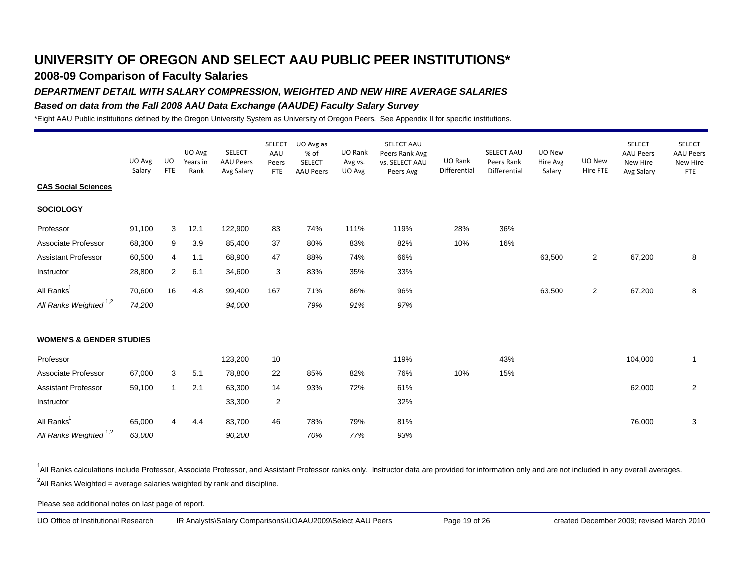# UNIVERSITY OF OREGON AND SELECT AAU PUBLIC PEER INSTITUTIONS*

## 2008-09 Comparison of Faculty Salaries

### *DEPARTMENT DETAIL WITH SALARY COMPRESSION, WEIGHTED AND NEW HIRE AVERAGE SALARIES*

### *Based on data from the Fall 2008 AAU Data Exchange (AAUDE) Faculty Salary Survey*

*Eight AAU Public institutions defined by the Oregon University System as University of Oregon Peers. See Appendix II for specific institutions.

| | UO Avg Salary | UO FTE | UO Avg Years in Rank | SELECT AAU Peers Avg Salary | SELECT AAU Peers FTE | UO Avg as % of SELECT AAU Peers | UO Rank Avg vs. UO Avg | SELECT AAU Peers Rank Avg vs. SELECT AAU Peers Avg | UO Rank Differential | SELECT AAU Peers Rank Differential | UO New Hire Avg Salary | UO New Hire FTE | SELECT AAU Peers New Hire Avg Salary | SELECT AAU Peers New Hire FTE |
|---|---|---|---|---|---|---|---|---|---|---|---|---|---|---|
| **CAS Social Sciences** | | | | | | | | | | | | | | |
| **SOCIOLOGY** | | | | | | | | | | | | | | |
| Professor | 91,100 | 3 | 12.1 | 122,900 | 83 | 74% | 111% | 119% | 28% | 36% | | | | |
| Associate Professor | 68,300 | 9 | 3.9 | 85,400 | 37 | 80% | 83% | 82% | 10% | 16% | | | | |
| Assistant Professor | 60,500 | 4 | 1.1 | 68,900 | 47 | 88% | 74% | 66% | | | 63,500 | 2 | 67,200 | 8 |
| Instructor | 28,800 | 2 | 6.1 | 34,600 | 3 | 83% | 35% | 33% | | | | | | |
| All Ranks[1] | 70,600 | 16 | 4.8 | 99,400 | 167 | 71% | 86% | 96% | | | 63,500 | 2 | 67,200 | 8 |
| *All Ranks Weighted [1,2]* | *74,200* | | | *94,000* | | *79%* | *91%* | *97%* | | | | | | |
| **WOMEN'S & GENDER STUDIES** | | | | | | | | | | | | | | |
| Professor | | | | 123,200 | 10 | | | 119% | | 43% | | | 104,000 | 1 |
| Associate Professor | 67,000 | 3 | 5.1 | 78,800 | 22 | 85% | 82% | 76% | 10% | 15% | | | | |
| Assistant Professor | 59,100 | 1 | 2.1 | 63,300 | 14 | 93% | 72% | 61% | | | | | 62,000 | 2 |
| Instructor | | | | 33,300 | 2 | | | 32% | | | | | | |
| All Ranks[1] | 65,000 | 4 | 4.4 | 83,700 | 46 | 78% | 79% | 81% | | | | | 76,000 | 3 |
| *All Ranks Weighted [1,2]* | *63,000* | | | *90,200* | | *70%* | *77%* | *93%* | | | | | | |

[1]All Ranks calculations include Professor, Associate Professor, and Assistant Professor ranks only. Instructor data are provided for information only and are not included in any overall averages.

[2]All Ranks Weighted = average salaries weighted by rank and discipline.

Please see additional notes on last page of report.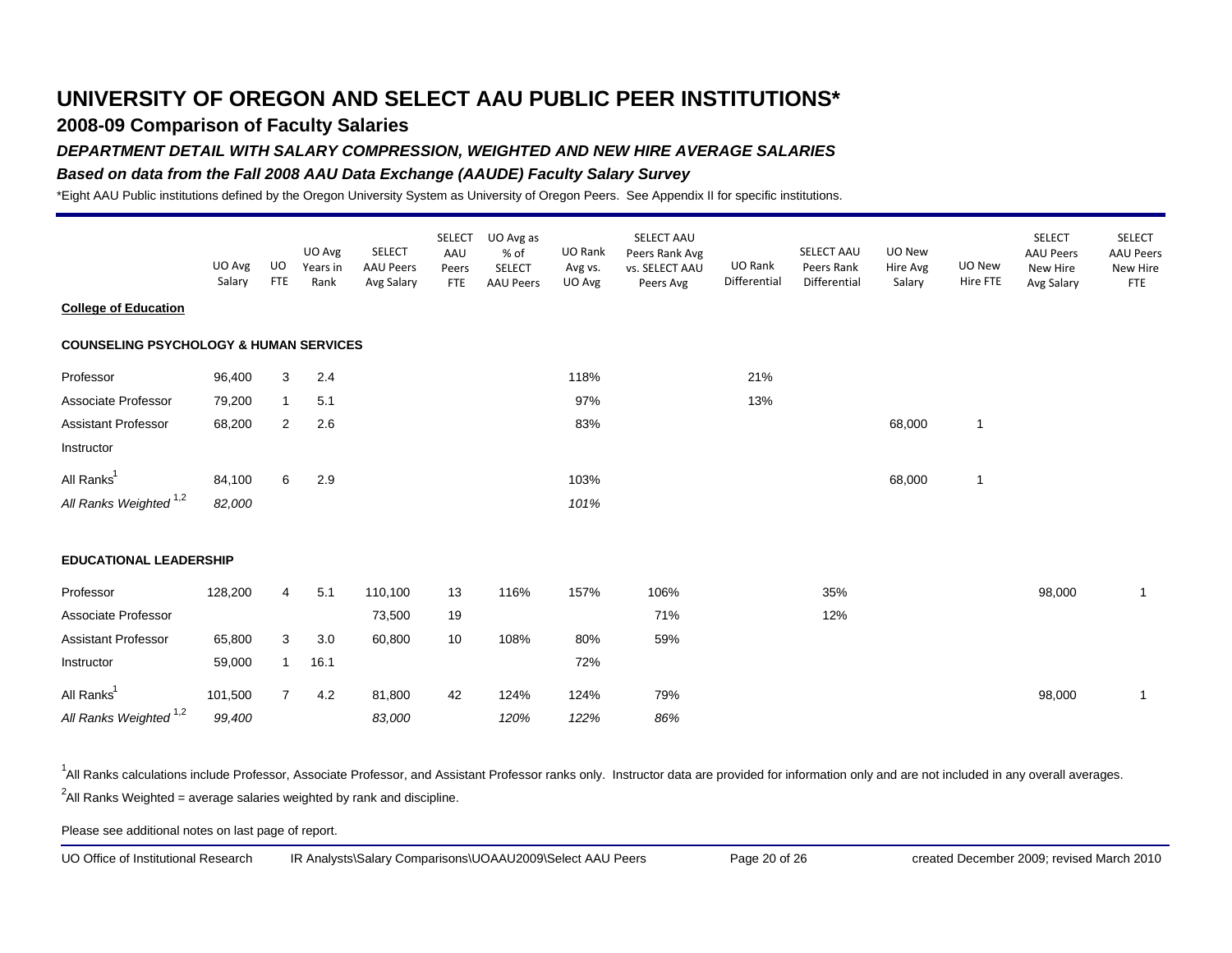# UNIVERSITY OF OREGON AND SELECT AAU PUBLIC PEER INSTITUTIONS*

## 2008-09 Comparison of Faculty Salaries

### *DEPARTMENT DETAIL WITH SALARY COMPRESSION, WEIGHTED AND NEW HIRE AVERAGE SALARIES*

### *Based on data from the Fall 2008 AAU Data Exchange (AAUDE) Faculty Salary Survey*

*Eight AAU Public institutions defined by the Oregon University System as University of Oregon Peers. See Appendix II for specific institutions.

| | UO Avg Salary | UO FTE | UO Avg Years in Rank | SELECT AAU Peers Avg Salary | SELECT AAU Peers FTE | UO Avg as % of SELECT AAU Peers | UO Rank Avg vs. UO Avg | SELECT AAU Peers Rank Avg vs. SELECT AAU Peers Avg | UO Rank Differential | SELECT AAU Peers Rank Differential | UO New Hire Avg Salary | UO New Hire FTE | SELECT AAU Peers New Hire Avg Salary | SELECT AAU Peers New Hire FTE |
|---|---|---|---|---|---|---|---|---|---|---|---|---|---|---|
| **College of Education** | | | | | | | | | | | | | | |
| **COUNSELING PSYCHOLOGY & HUMAN SERVICES** | | | | | | | | | | | | | | |
| Professor | 96,400 | 3 | 2.4 | | | | 118% | | 21% | | | | | |
| Associate Professor | 79,200 | 1 | 5.1 | | | | 97% | | 13% | | | | | |
| Assistant Professor | 68,200 | 2 | 2.6 | | | | 83% | | | | 68,000 | 1 | | |
| Instructor | | | | | | | | | | | | | | |
| All Ranks[1] | 84,100 | 6 | 2.9 | | | | 103% | | | | 68,000 | 1 | | |
| *All Ranks Weighted [1,2]* | *82,000* | | | | | | *101%* | | | | | | | |
| **EDUCATIONAL LEADERSHIP** | | | | | | | | | | | | | | |
| Professor | 128,200 | 4 | 5.1 | 110,100 | 13 | 116% | 157% | 106% | | 35% | | | 98,000 | 1 |
| Associate Professor | | | | 73,500 | 19 | | | 71% | | 12% | | | | |
| Assistant Professor | 65,800 | 3 | 3.0 | 60,800 | 10 | 108% | 80% | 59% | | | | | | |
| Instructor | 59,000 | 1 | 16.1 | | | | 72% | | | | | | | |
| All Ranks[1] | 101,500 | 7 | 4.2 | 81,800 | 42 | 124% | 124% | 79% | | | | | 98,000 | 1 |
| *All Ranks Weighted [1,2]* | *99,400* | | | *83,000* | | *120%* | *122%* | *86%* | | | | | | |

[1]All Ranks calculations include Professor, Associate Professor, and Assistant Professor ranks only. Instructor data are provided for information only and are not included in any overall averages.

[2]All Ranks Weighted = average salaries weighted by rank and discipline.

Please see additional notes on last page of report.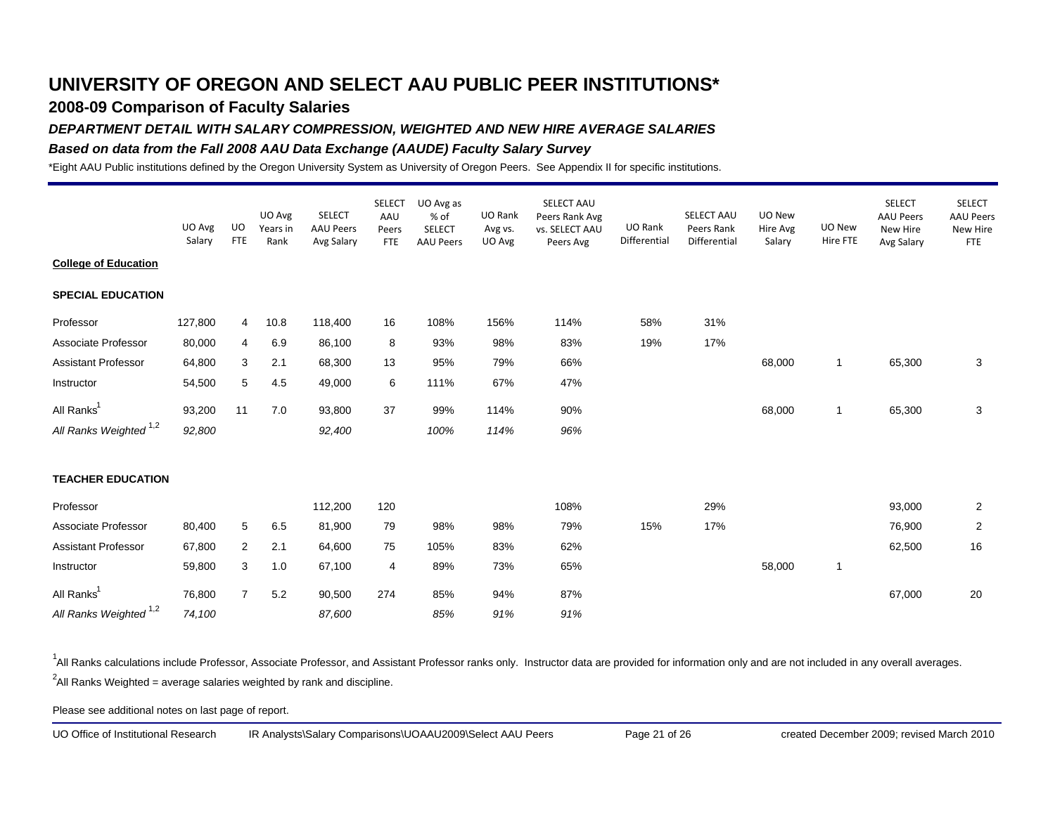# UNIVERSITY OF OREGON AND SELECT AAU PUBLIC PEER INSTITUTIONS*

## 2008-09 Comparison of Faculty Salaries

### *DEPARTMENT DETAIL WITH SALARY COMPRESSION, WEIGHTED AND NEW HIRE AVERAGE SALARIES*

### *Based on data from the Fall 2008 AAU Data Exchange (AAUDE) Faculty Salary Survey*

*Eight AAU Public institutions defined by the Oregon University System as University of Oregon Peers. See Appendix II for specific institutions.

| | UO Avg Salary | UO FTE | UO Avg Years in Rank | SELECT AAU Peers Avg Salary | SELECT AAU Peers FTE | UO Avg as % of SELECT AAU Peers | UO Rank Avg vs. UO Avg | SELECT AAU Peers Rank Avg vs. SELECT AAU Peers Avg | UO Rank Differential | SELECT AAU Peers Rank Differential | UO New Hire Avg Salary | UO New Hire FTE | SELECT AAU Peers New Hire Avg Salary | SELECT AAU Peers New Hire FTE |
|---|---|---|---|---|---|---|---|---|---|---|---|---|---|---|
| **College of Education** | | | | | | | | | | | | | | |
| **SPECIAL EDUCATION** | | | | | | | | | | | | | | |
| Professor | 127,800 | 4 | 10.8 | 118,400 | 16 | 108% | 156% | 114% | 58% | 31% | | | | |
| Associate Professor | 80,000 | 4 | 6.9 | 86,100 | 8 | 93% | 98% | 83% | 19% | 17% | | | | |
| Assistant Professor | 64,800 | 3 | 2.1 | 68,300 | 13 | 95% | 79% | 66% | | | 68,000 | 1 | 65,300 | 3 |
| Instructor | 54,500 | 5 | 4.5 | 49,000 | 6 | 111% | 67% | 47% | | | | | | |
| All Ranks[1] | 93,200 | 11 | 7.0 | 93,800 | 37 | 99% | 114% | 90% | | | 68,000 | 1 | 65,300 | 3 |
| *All Ranks Weighted [1,2]* | *92,800* | | | *92,400* | | *100%* | *114%* | *96%* | | | | | | |
| **TEACHER EDUCATION** | | | | | | | | | | | | | | |
| Professor | | | | 112,200 | 120 | | | 108% | | 29% | | | 93,000 | 2 |
| Associate Professor | 80,400 | 5 | 6.5 | 81,900 | 79 | 98% | 98% | 79% | 15% | 17% | | | 76,900 | 2 |
| Assistant Professor | 67,800 | 2 | 2.1 | 64,600 | 75 | 105% | 83% | 62% | | | | | 62,500 | 16 |
| Instructor | 59,800 | 3 | 1.0 | 67,100 | 4 | 89% | 73% | 65% | | | 58,000 | 1 | | |
| All Ranks[1] | 76,800 | 7 | 5.2 | 90,500 | 274 | 85% | 94% | 87% | | | | | 67,000 | 20 |
| *All Ranks Weighted [1,2]* | *74,100* | | | *87,600* | | *85%* | *91%* | *91%* | | | | | | |

[1]All Ranks calculations include Professor, Associate Professor, and Assistant Professor ranks only. Instructor data are provided for information only and are not included in any overall averages.

[2]All Ranks Weighted = average salaries weighted by rank and discipline.

Please see additional notes on last page of report.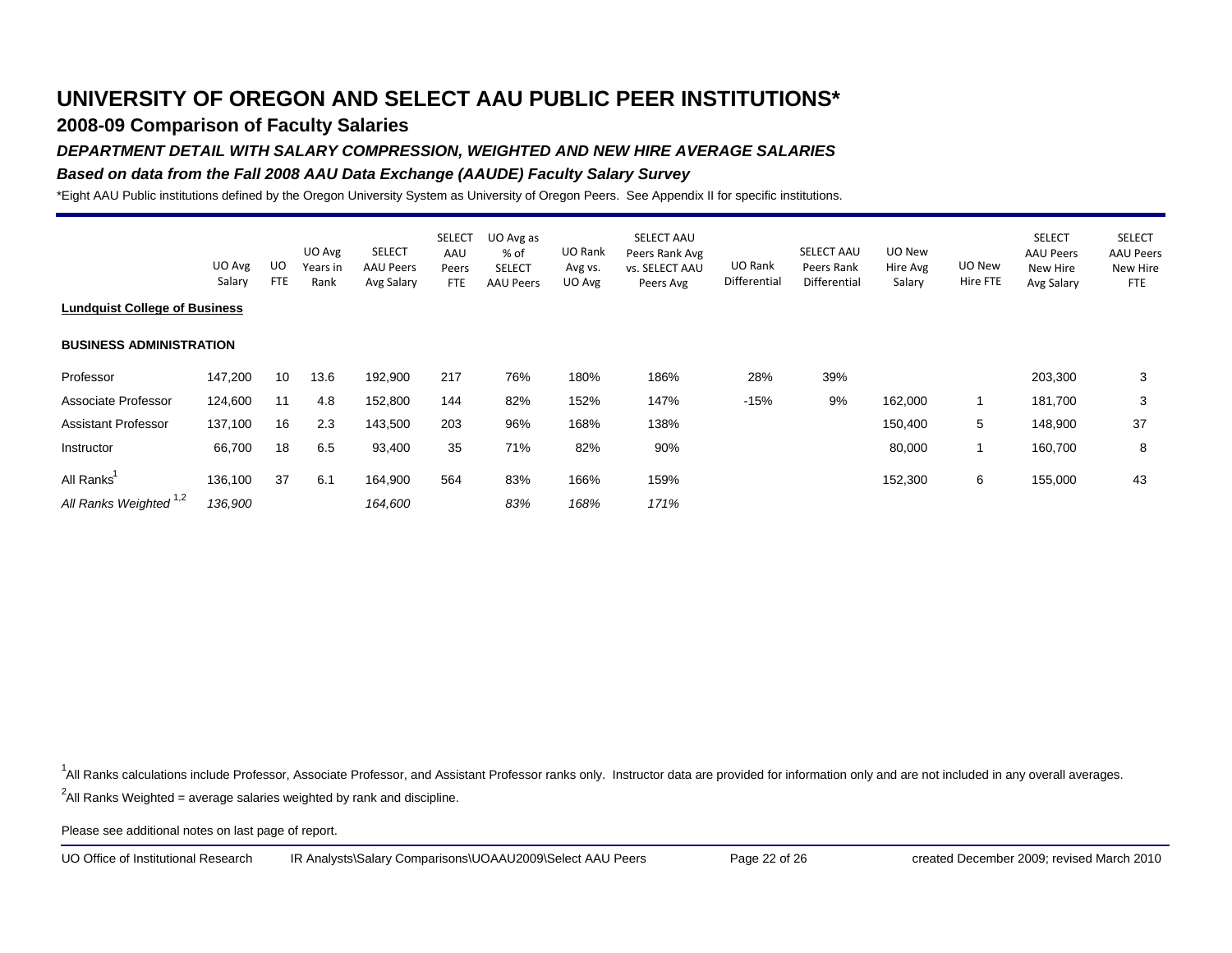# UNIVERSITY OF OREGON AND SELECT AAU PUBLIC PEER INSTITUTIONS*

## 2008-09 Comparison of Faculty Salaries

### *DEPARTMENT DETAIL WITH SALARY COMPRESSION, WEIGHTED AND NEW HIRE AVERAGE SALARIES*

### *Based on data from the Fall 2008 AAU Data Exchange (AAUDE) Faculty Salary Survey*

*Eight AAU Public institutions defined by the Oregon University System as University of Oregon Peers. See Appendix II for specific institutions.

| | UO Avg Salary | UO FTE | UO Avg Years in Rank | SELECT AAU Peers Avg Salary | SELECT AAU Peers FTE | UO Avg as % of SELECT AAU Peers | UO Rank Avg vs. UO Avg | SELECT AAU Peers Rank Avg vs. SELECT AAU Peers Avg | UO Rank Differential | SELECT AAU Peers Rank Differential | UO New Hire Avg Salary | UO New Hire FTE | SELECT AAU Peers New Hire Avg Salary | SELECT AAU Peers New Hire FTE |
|---|---|---|---|---|---|---|---|---|---|---|---|---|---|---|
| **Lundquist College of Business** | | | | | | | | | | | | | | |
| **BUSINESS ADMINISTRATION** | | | | | | | | | | | | | | |
| Professor | 147,200 | 10 | 13.6 | 192,900 | 217 | 76% | 180% | 186% | 28% | 39% | | | 203,300 | 3 |
| Associate Professor | 124,600 | 11 | 4.8 | 152,800 | 144 | 82% | 152% | 147% | -15% | 9% | 162,000 | 1 | 181,700 | 3 |
| Assistant Professor | 137,100 | 16 | 2.3 | 143,500 | 203 | 96% | 168% | 138% | | | 150,400 | 5 | 148,900 | 37 |
| Instructor | 66,700 | 18 | 6.5 | 93,400 | 35 | 71% | 82% | 90% | | | 80,000 | 1 | 160,700 | 8 |
| All Ranks[1] | 136,100 | 37 | 6.1 | 164,900 | 564 | 83% | 166% | 159% | | | 152,300 | 6 | 155,000 | 43 |
| *All Ranks Weighted [1,2]* | *136,900* | | | *164,600* | | *83%* | *168%* | *171%* | | | | | | |

[1]All Ranks calculations include Professor, Associate Professor, and Assistant Professor ranks only. Instructor data are provided for information only and are not included in any overall averages.

[2]All Ranks Weighted = average salaries weighted by rank and discipline.

Please see additional notes on last page of report.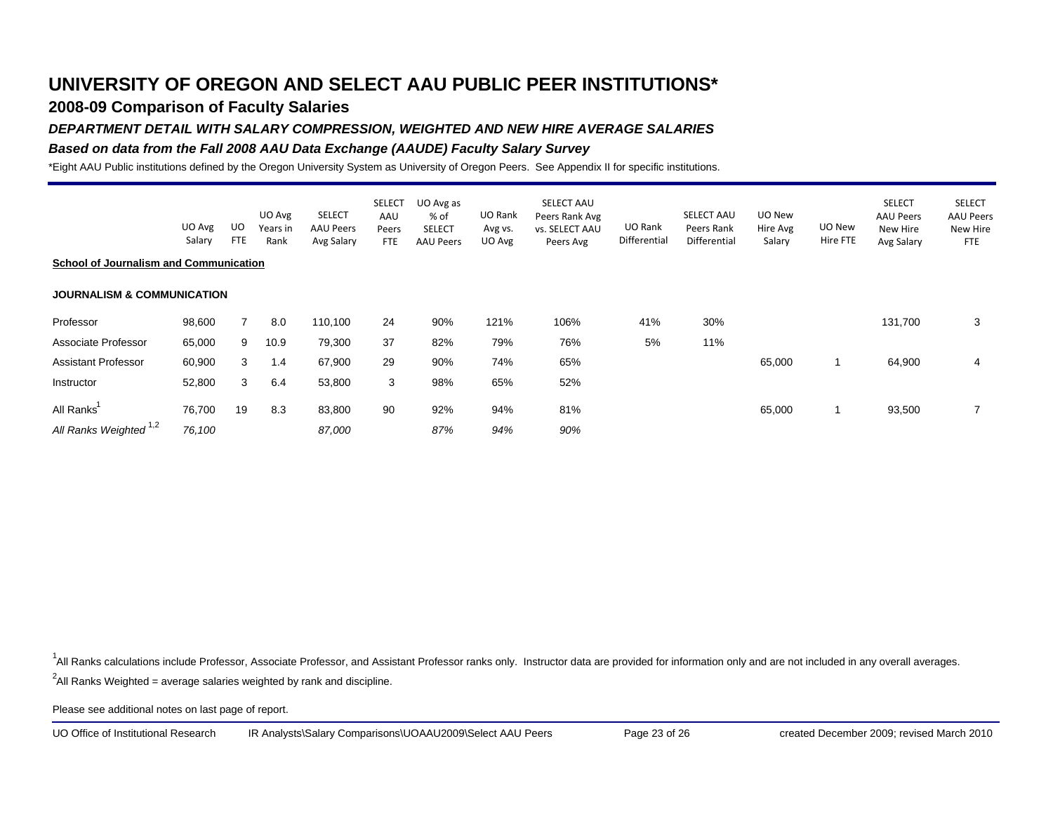# UNIVERSITY OF OREGON AND SELECT AAU PUBLIC PEER INSTITUTIONS*

## 2008-09 Comparison of Faculty Salaries

### *DEPARTMENT DETAIL WITH SALARY COMPRESSION, WEIGHTED AND NEW HIRE AVERAGE SALARIES*

### *Based on data from the Fall 2008 AAU Data Exchange (AAUDE) Faculty Salary Survey*

*Eight AAU Public institutions defined by the Oregon University System as University of Oregon Peers. See Appendix II for specific institutions.

| | UO Avg Salary | UO FTE | UO Avg Years in Rank | SELECT AAU Peers Avg Salary | SELECT AAU Peers FTE | UO Avg as % of SELECT AAU Peers | UO Rank Avg vs. UO Avg | SELECT AAU Peers Rank Avg vs. SELECT AAU Peers Avg | UO Rank Differential | SELECT AAU Peers Rank Differential | UO New Hire Avg Salary | UO New Hire FTE | SELECT AAU Peers New Hire Avg Salary | SELECT AAU Peers New Hire FTE |
|---|---|---|---|---|---|---|---|---|---|---|---|---|---|---|
| **School of Journalism and Communication** | | | | | | | | | | | | | | |
| **JOURNALISM & COMMUNICATION** | | | | | | | | | | | | | | |
| Professor | 98,600 | 7 | 8.0 | 110,100 | 24 | 90% | 121% | 106% | 41% | 30% | | | 131,700 | 3 |
| Associate Professor | 65,000 | 9 | 10.9 | 79,300 | 37 | 82% | 79% | 76% | 5% | 11% | | | | |
| Assistant Professor | 60,900 | 3 | 1.4 | 67,900 | 29 | 90% | 74% | 65% | | | 65,000 | 1 | 64,900 | 4 |
| Instructor | 52,800 | 3 | 6.4 | 53,800 | 3 | 98% | 65% | 52% | | | | | | |
| All Ranks[1] | 76,700 | 19 | 8.3 | 83,800 | 90 | 92% | 94% | 81% | | | 65,000 | 1 | 93,500 | 7 |
| *All Ranks Weighted [1,2]* | *76,100* | | | *87,000* | | *87%* | *94%* | *90%* | | | | | | |

[1]All Ranks calculations include Professor, Associate Professor, and Assistant Professor ranks only. Instructor data are provided for information only and are not included in any overall averages.

[2]All Ranks Weighted = average salaries weighted by rank and discipline.

Please see additional notes on last page of report.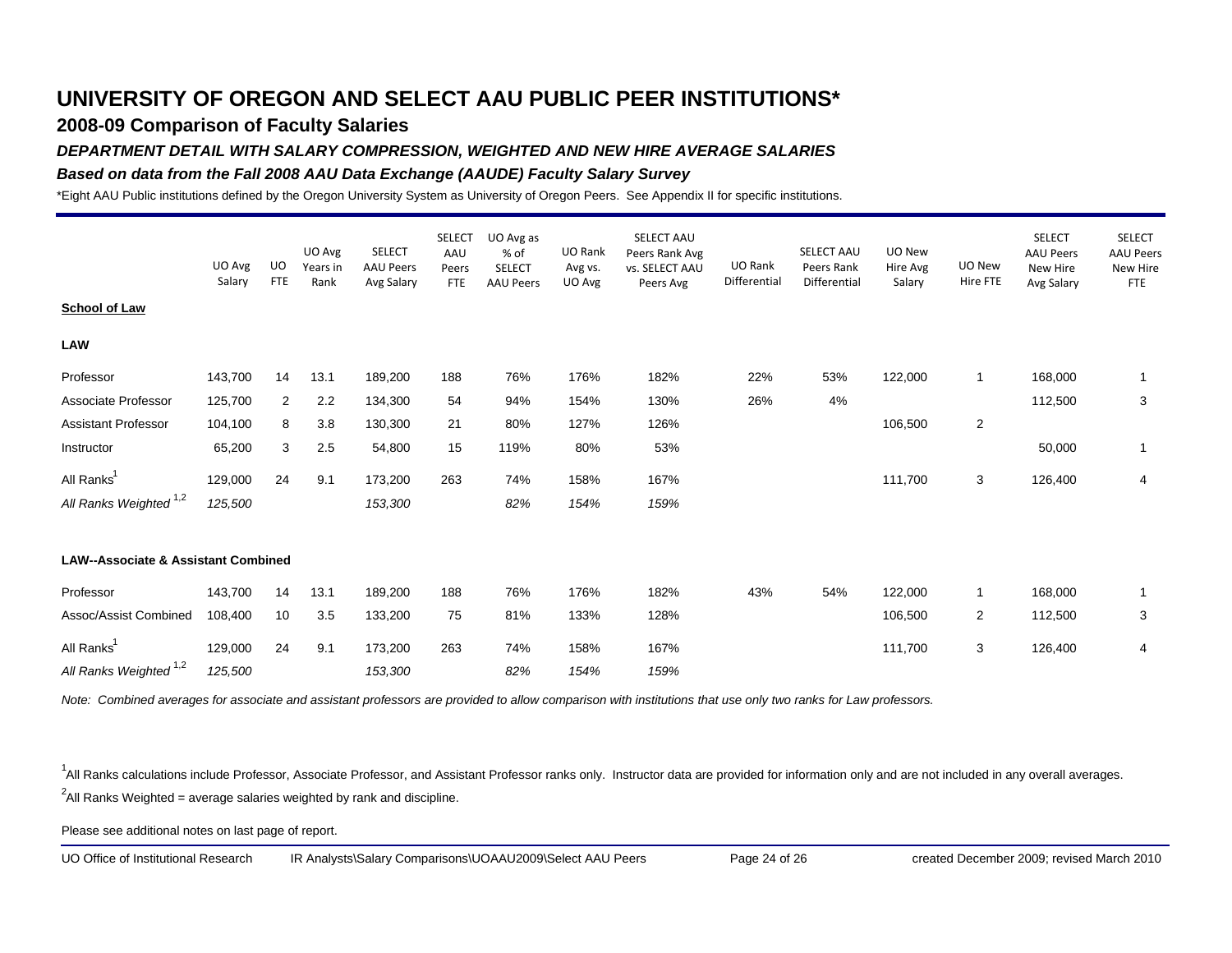# UNIVERSITY OF OREGON AND SELECT AAU PUBLIC PEER INSTITUTIONS*

## 2008-09 Comparison of Faculty Salaries

### *DEPARTMENT DETAIL WITH SALARY COMPRESSION, WEIGHTED AND NEW HIRE AVERAGE SALARIES*

### *Based on data from the Fall 2008 AAU Data Exchange (AAUDE) Faculty Salary Survey*

*Eight AAU Public institutions defined by the Oregon University System as University of Oregon Peers. See Appendix II for specific institutions.

| | UO Avg Salary | UO FTE | UO Avg Years in Rank | SELECT AAU Peers Avg Salary | SELECT AAU Peers FTE | UO Avg as % of SELECT AAU Peers | UO Rank Avg vs. UO Avg | SELECT AAU Peers Rank Avg vs. SELECT AAU Peers Avg | UO Rank Differential | SELECT AAU Peers Rank Differential | UO New Hire Avg Salary | UO New Hire FTE | SELECT AAU Peers New Hire Avg Salary | SELECT AAU Peers New Hire FTE |
|---|---|---|---|---|---|---|---|---|---|---|---|---|---|---|
| **School of Law** | | | | | | | | | | | | | | |
| **LAW** | | | | | | | | | | | | | | |
| Professor | 143,700 | 14 | 13.1 | 189,200 | 188 | 76% | 176% | 182% | 22% | 53% | 122,000 | 1 | 168,000 | 1 |
| Associate Professor | 125,700 | 2 | 2.2 | 134,300 | 54 | 94% | 154% | 130% | 26% | 4% | | | 112,500 | 3 |
| Assistant Professor | 104,100 | 8 | 3.8 | 130,300 | 21 | 80% | 127% | 126% | | | 106,500 | 2 | | |
| Instructor | 65,200 | 3 | 2.5 | 54,800 | 15 | 119% | 80% | 53% | | | | | 50,000 | 1 |
| All Ranks[1] | 129,000 | 24 | 9.1 | 173,200 | 263 | 74% | 158% | 167% | | | 111,700 | 3 | 126,400 | 4 |
| *All Ranks Weighted [1,2]* | *125,500* | | | *153,300* | | *82%* | *154%* | *159%* | | | | | | |
| **LAW--Associate & Assistant Combined** | | | | | | | | | | | | | | |
| Professor | 143,700 | 14 | 13.1 | 189,200 | 188 | 76% | 176% | 182% | 43% | 54% | 122,000 | 1 | 168,000 | 1 |
| Assoc/Assist Combined | 108,400 | 10 | 3.5 | 133,200 | 75 | 81% | 133% | 128% | | | 106,500 | 2 | 112,500 | 3 |
| All Ranks[1] | 129,000 | 24 | 9.1 | 173,200 | 263 | 74% | 158% | 167% | | | 111,700 | 3 | 126,400 | 4 |
| *All Ranks Weighted [1,2]* | *125,500* | | | *153,300* | | *82%* | *154%* | *159%* | | | | | | |

*Note: Combined averages for associate and assistant professors are provided to allow comparison with institutions that use only two ranks for Law professors.*

[1]All Ranks calculations include Professor, Associate Professor, and Assistant Professor ranks only. Instructor data are provided for information only and are not included in any overall averages.

[2]All Ranks Weighted = average salaries weighted by rank and discipline.

Please see additional notes on last page of report.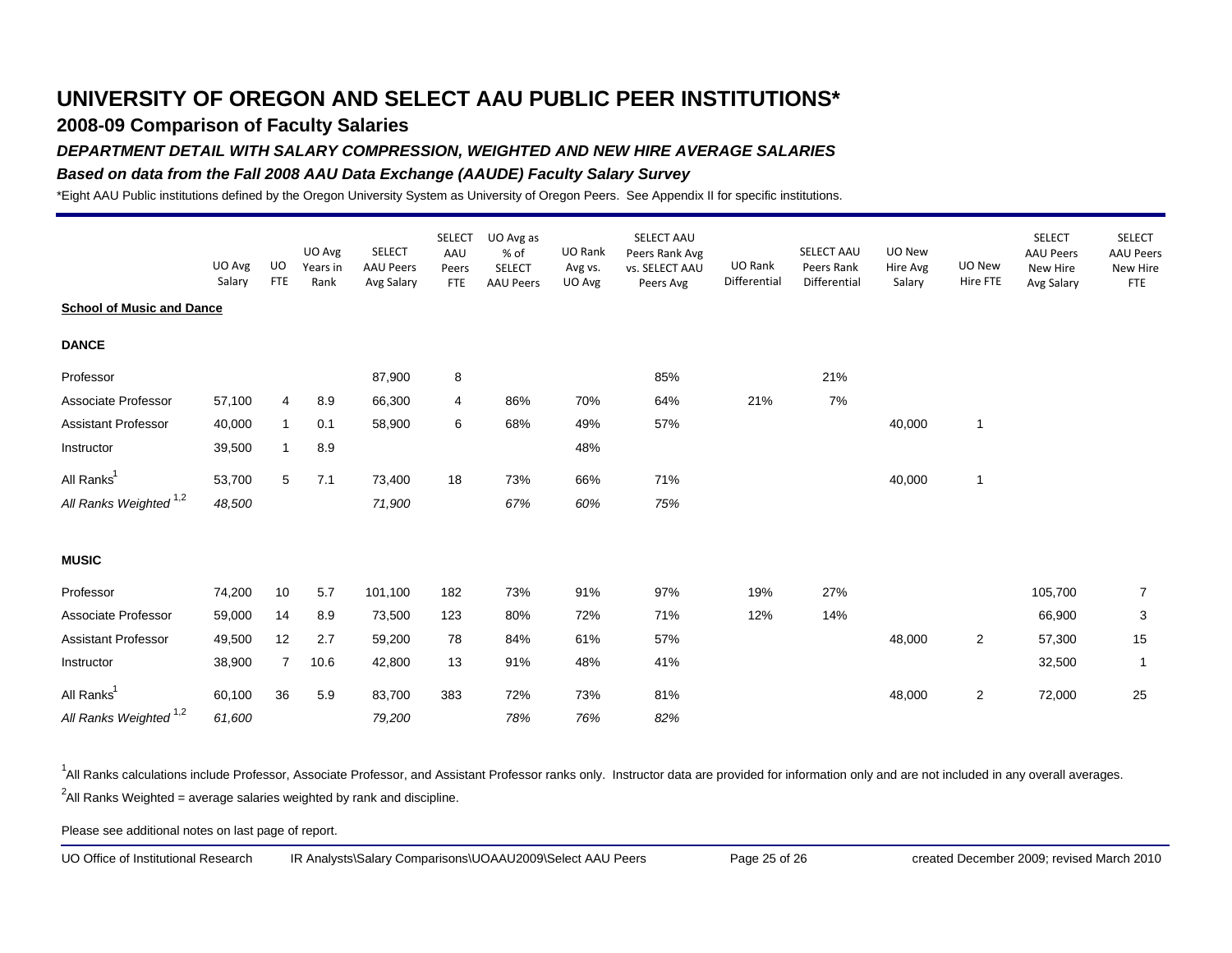# UNIVERSITY OF OREGON AND SELECT AAU PUBLIC PEER INSTITUTIONS*

## 2008-09 Comparison of Faculty Salaries

### *DEPARTMENT DETAIL WITH SALARY COMPRESSION, WEIGHTED AND NEW HIRE AVERAGE SALARIES*

### *Based on data from the Fall 2008 AAU Data Exchange (AAUDE) Faculty Salary Survey*

*Eight AAU Public institutions defined by the Oregon University System as University of Oregon Peers. See Appendix II for specific institutions.

| | UO Avg Salary | UO FTE | UO Avg Years in Rank | SELECT AAU Peers Avg Salary | SELECT AAU Peers FTE | UO Avg as % of SELECT AAU Peers | UO Rank Avg vs. UO Avg | SELECT AAU Peers Rank Avg vs. SELECT AAU Peers Avg | UO Rank Differential | SELECT AAU Peers Rank Differential | UO New Hire Avg Salary | UO New Hire FTE | SELECT AAU Peers New Hire Avg Salary | SELECT AAU Peers New Hire FTE |
|---|---|---|---|---|---|---|---|---|---|---|---|---|---|---|
| **School of Music and Dance** | | | | | | | | | | | | | | |
| **DANCE** | | | | | | | | | | | | | | |
| Professor | | | | 87,900 | 8 | | | 85% | | 21% | | | | |
| Associate Professor | 57,100 | 4 | 8.9 | 66,300 | 4 | 86% | 70% | 64% | 21% | 7% | | | | |
| Assistant Professor | 40,000 | 1 | 0.1 | 58,900 | 6 | 68% | 49% | 57% | | | 40,000 | 1 | | |
| Instructor | 39,500 | 1 | 8.9 | | | | 48% | | | | | | | |
| All Ranks[1] | 53,700 | 5 | 7.1 | 73,400 | 18 | 73% | 66% | 71% | | | 40,000 | 1 | | |
| *All Ranks Weighted [1,2]* | *48,500* | | | *71,900* | | *67%* | *60%* | *75%* | | | | | | |
| **MUSIC** | | | | | | | | | | | | | | |
| Professor | 74,200 | 10 | 5.7 | 101,100 | 182 | 73% | 91% | 97% | 19% | 27% | | | 105,700 | 7 |
| Associate Professor | 59,000 | 14 | 8.9 | 73,500 | 123 | 80% | 72% | 71% | 12% | 14% | | | 66,900 | 3 |
| Assistant Professor | 49,500 | 12 | 2.7 | 59,200 | 78 | 84% | 61% | 57% | | | 48,000 | 2 | 57,300 | 15 |
| Instructor | 38,900 | 7 | 10.6 | 42,800 | 13 | 91% | 48% | 41% | | | | | 32,500 | 1 |
| All Ranks[1] | 60,100 | 36 | 5.9 | 83,700 | 383 | 72% | 73% | 81% | | | 48,000 | 2 | 72,000 | 25 |
| *All Ranks Weighted [1,2]* | *61,600* | | | *79,200* | | *78%* | *76%* | *82%* | | | | | | |

[1]All Ranks calculations include Professor, Associate Professor, and Assistant Professor ranks only. Instructor data are provided for information only and are not included in any overall averages.

[2]All Ranks Weighted = average salaries weighted by rank and discipline.

Please see additional notes on last page of report.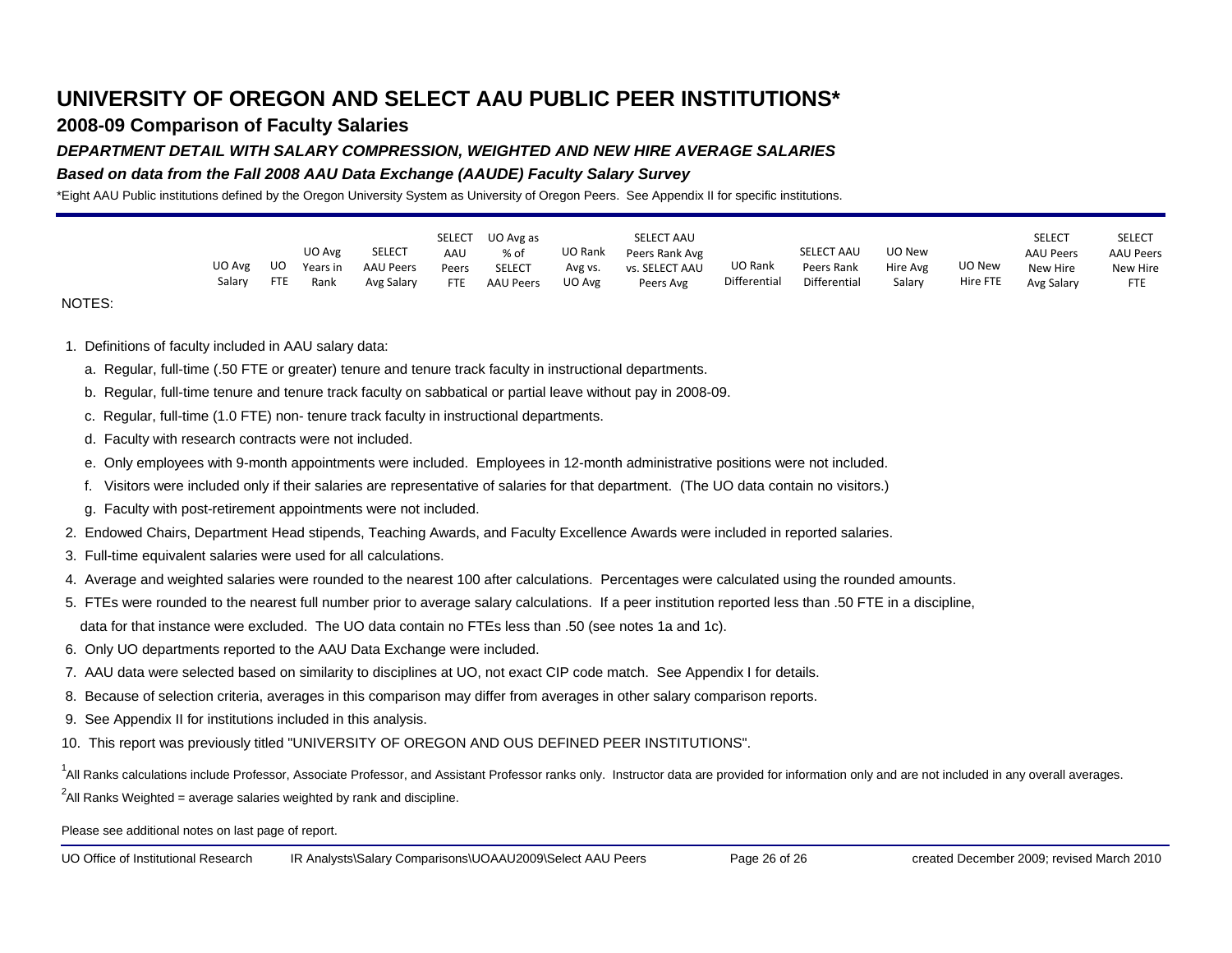# UNIVERSITY OF OREGON AND SELECT AAU PUBLIC PEER INSTITUTIONS*

## 2008-09 Comparison of Faculty Salaries

### *DEPARTMENT DETAIL WITH SALARY COMPRESSION, WEIGHTED AND NEW HIRE AVERAGE SALARIES*

### *Based on data from the Fall 2008 AAU Data Exchange (AAUDE) Faculty Salary Survey*

*Eight AAU Public institutions defined by the Oregon University System as University of Oregon Peers. See Appendix II for specific institutions.

| UO Avg Salary | UO FTE | UO Avg Years in Rank | SELECT AAU Peers Avg Salary | SELECT AAU Peers FTE | UO Avg as % of SELECT AAU Peers | UO Rank Avg vs. UO Avg | SELECT AAU Peers Rank Avg vs. SELECT AAU Peers Avg | UO Rank Differential | SELECT AAU Peers Rank Differential | UO New Hire Avg Salary | UO New Hire FTE | SELECT AAU Peers New Hire Avg Salary | SELECT AAU Peers New Hire FTE |
|---|---|---|---|---|---|---|---|---|---|---|---|---|---|

NOTES:

1. Definitions of faculty included in AAU salary data:
   a. Regular, full-time (.50 FTE or greater) tenure and tenure track faculty in instructional departments.
   b. Regular, full-time tenure and tenure track faculty on sabbatical or partial leave without pay in 2008-09.
   c. Regular, full-time (1.0 FTE) non- tenure track faculty in instructional departments.
   d. Faculty with research contracts were not included.
   e. Only employees with 9-month appointments were included. Employees in 12-month administrative positions were not included.
   f. Visitors were included only if their salaries are representative of salaries for that department. (The UO data contain no visitors.)
   g. Faculty with post-retirement appointments were not included.
2. Endowed Chairs, Department Head stipends, Teaching Awards, and Faculty Excellence Awards were included in reported salaries.
3. Full-time equivalent salaries were used for all calculations.
4. Average and weighted salaries were rounded to the nearest 100 after calculations. Percentages were calculated using the rounded amounts.
5. FTEs were rounded to the nearest full number prior to average salary calculations. If a peer institution reported less than .50 FTE in a discipline, data for that instance were excluded. The UO data contain no FTEs less than .50 (see notes 1a and 1c).
6. Only UO departments reported to the AAU Data Exchange were included.
7. AAU data were selected based on similarity to disciplines at UO, not exact CIP code match. See Appendix I for details.
8. Because of selection criteria, averages in this comparison may differ from averages in other salary comparison reports.
9. See Appendix II for institutions included in this analysis.
10. This report was previously titled "UNIVERSITY OF OREGON AND OUS DEFINED PEER INSTITUTIONS".

[1]All Ranks calculations include Professor, Associate Professor, and Assistant Professor ranks only. Instructor data are provided for information only and are not included in any overall averages.

[2]All Ranks Weighted = average salaries weighted by rank and discipline.

Please see additional notes on last page of report.

UO Office of Institutional Research    IR Analysts\Salary Comparisons\UOAAU2009\Select AAU Peers    created December 2009; revised March 2010